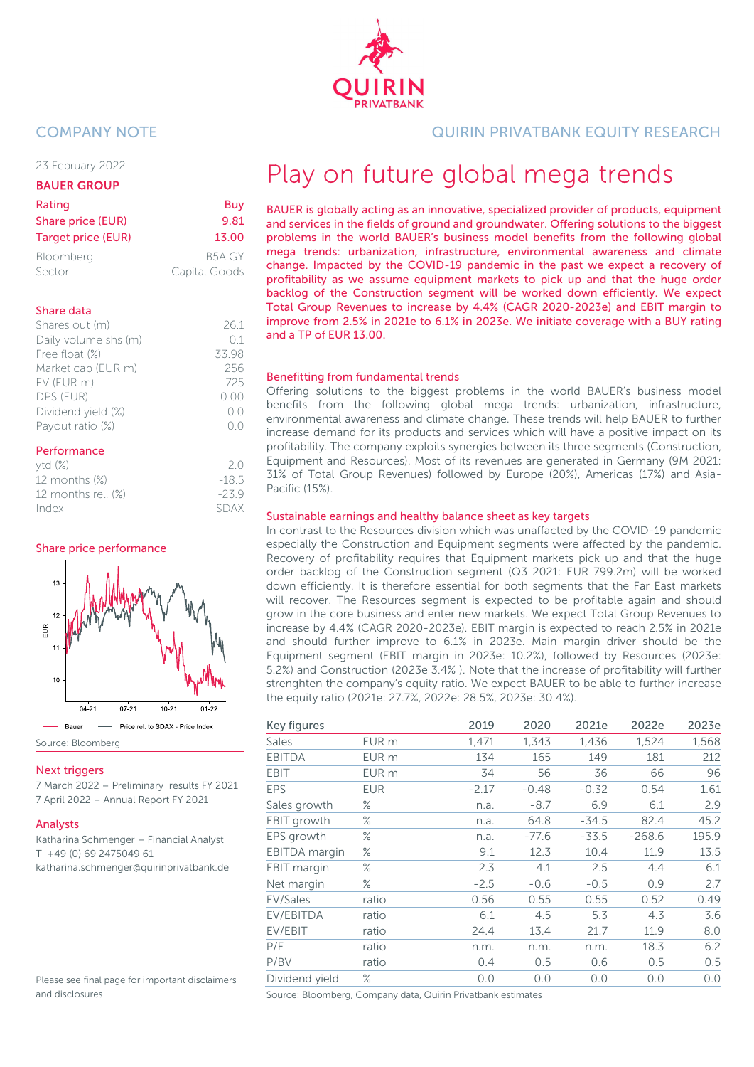COMPANY NOTE

QUIRIN PRIVATBANK EQUITY RESEARCH

23 February 2022

**BAUER GROUP**

| | |
|---|---|
| Rating | Buy |
| Share price (EUR) | 9.81 |
| Target price (EUR) | 13.00 |
| Bloomberg | B5A GY |
| Sector | Capital Goods |

**Share data**

| | |
|---|---|
| Shares out (m) | 26.1 |
| Daily volume shs (m) | 0.1 |
| Free float (%) | 33.98 |
| Market cap (EUR m) | 256 |
| EV (EUR m) | 725 |
| DPS (EUR) | 0.00 |
| Dividend yield (%) | 0.0 |
| Payout ratio (%) | 0.0 |

**Performance**

| | |
|---|---|
| ytd (%) | 2.0 |
| 12 months (%) | -18.5 |
| 12 months rel. (%) | -23.9 |
| Index | SDAX |

**Share price performance**

Source: Bloomberg

**Next triggers**

7 March 2022 – Preliminary results FY 2021
7 April 2022 – Annual Report FY 2021

**Analysts**

Katharina Schmenger – Financial Analyst
T +49 (0) 69 2475049 61
katharina.schmenger@quirinprivatbank.de

Please see final page for important disclaimers and disclosures

# Play on future global mega trends

**BAUER is globally acting as an innovative, specialized provider of products, equipment and services in the fields of ground and groundwater. Offering solutions to the biggest problems in the world BAUER's business model benefits from the following global mega trends: urbanization, infrastructure, environmental awareness and climate change. Impacted by the COVID-19 pandemic in the past we expect a recovery of profitability as we assume equipment markets to pick up and that the huge order backlog of the Construction segment will be worked down efficiently. We expect Total Group Revenues to increase by 4.4% (CAGR 2020-2023e) and EBIT margin to improve from 2.5% in 2021e to 6.1% in 2023e. We initiate coverage with a BUY rating and a TP of EUR 13.00.**

## Benefitting from fundamental trends

Offering solutions to the biggest problems in the world BAUER's business model benefits from the following global mega trends: urbanization, infrastructure, environmental awareness and climate change. These trends will help BAUER to further increase demand for its products and services which will have a positive impact on its profitability. The company exploits synergies between its three segments (Construction, Equipment and Resources). Most of its revenues are generated in Germany (9M 2021: 31% of Total Group Revenues) followed by Europe (20%), Americas (17%) and Asia-Pacific (15%).

## Sustainable earnings and healthy balance sheet as key targets

In contrast to the Resources division which was unaffected by the COVID-19 pandemic especially the Construction and Equipment segments were affected by the pandemic. Recovery of profitability requires that Equipment markets pick up and that the huge order backlog of the Construction segment (Q3 2021: EUR 799.2m) will be worked down efficiently. It is therefore essential for both segments that the Far East markets will recover. The Resources segment is expected to be profitable again and should grow in the core business and enter new markets. We expect Total Group Revenues to increase by 4.4% (CAGR 2020-2023e). EBIT margin is expected to reach 2.5% in 2021e and should further improve to 6.1% in 2023e. Main margin driver should be the Equipment segment (EBIT margin in 2023e: 10.2%), followed by Resources (2023e: 5.2%) and Construction (2023e 3.4% ). Note that the increase of profitability will further strenghten the company's equity ratio. We expect BAUER to be able to further increase the equity ratio (2021e: 27.7%, 2022e: 28.5%, 2023e: 30.4%).

| Key figures | | 2019 | 2020 | 2021e | 2022e | 2023e |
|---|---|---|---|---|---|---|
| Sales | EUR m | 1,471 | 1,343 | 1,436 | 1,524 | 1,568 |
| EBITDA | EUR m | 134 | 165 | 149 | 181 | 212 |
| EBIT | EUR m | 34 | 56 | 36 | 66 | 96 |
| EPS | EUR | -2.17 | -0.48 | -0.32 | 0.54 | 1.61 |
| Sales growth | % | n.a. | -8.7 | 6.9 | 6.1 | 2.9 |
| EBIT growth | % | n.a. | 64.8 | -34.5 | 82.4 | 45.2 |
| EPS growth | % | n.a. | -77.6 | -33.5 | -268.6 | 195.9 |
| EBITDA margin | % | 9.1 | 12.3 | 10.4 | 11.9 | 13.5 |
| EBIT margin | % | 2.3 | 4.1 | 2.5 | 4.4 | 6.1 |
| Net margin | % | -2.5 | -0.6 | -0.5 | 0.9 | 2.7 |
| EV/Sales | ratio | 0.56 | 0.55 | 0.55 | 0.52 | 0.49 |
| EV/EBITDA | ratio | 6.1 | 4.5 | 5.3 | 4.3 | 3.6 |
| EV/EBIT | ratio | 24.4 | 13.4 | 21.7 | 11.9 | 8.0 |
| P/E | ratio | n.m. | n.m. | n.m. | 18.3 | 6.2 |
| P/BV | ratio | 0.4 | 0.5 | 0.6 | 0.5 | 0.5 |
| Dividend yield | % | 0.0 | 0.0 | 0.0 | 0.0 | 0.0 |

Source: Bloomberg, Company data, Quirin Privatbank estimates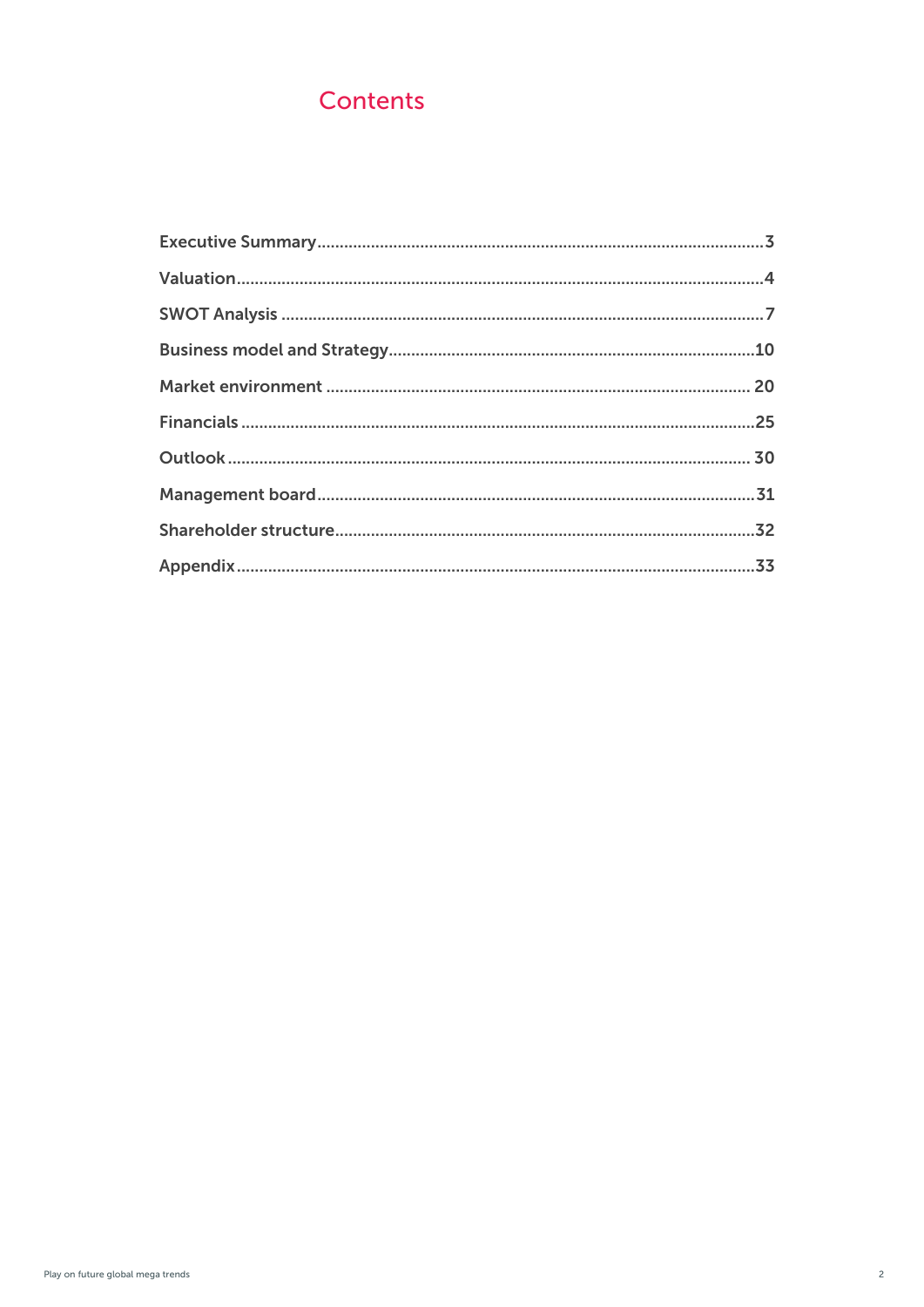# Contents

| | |
|---|---|
| Executive Summary | 3 |
| Valuation | 4 |
| SWOT Analysis | 7 |
| Business model and Strategy | 10 |
| Market environment | 20 |
| Financials | 25 |
| Outlook | 30 |
| Management board | 31 |
| Shareholder structure | 32 |
| Appendix | 33 |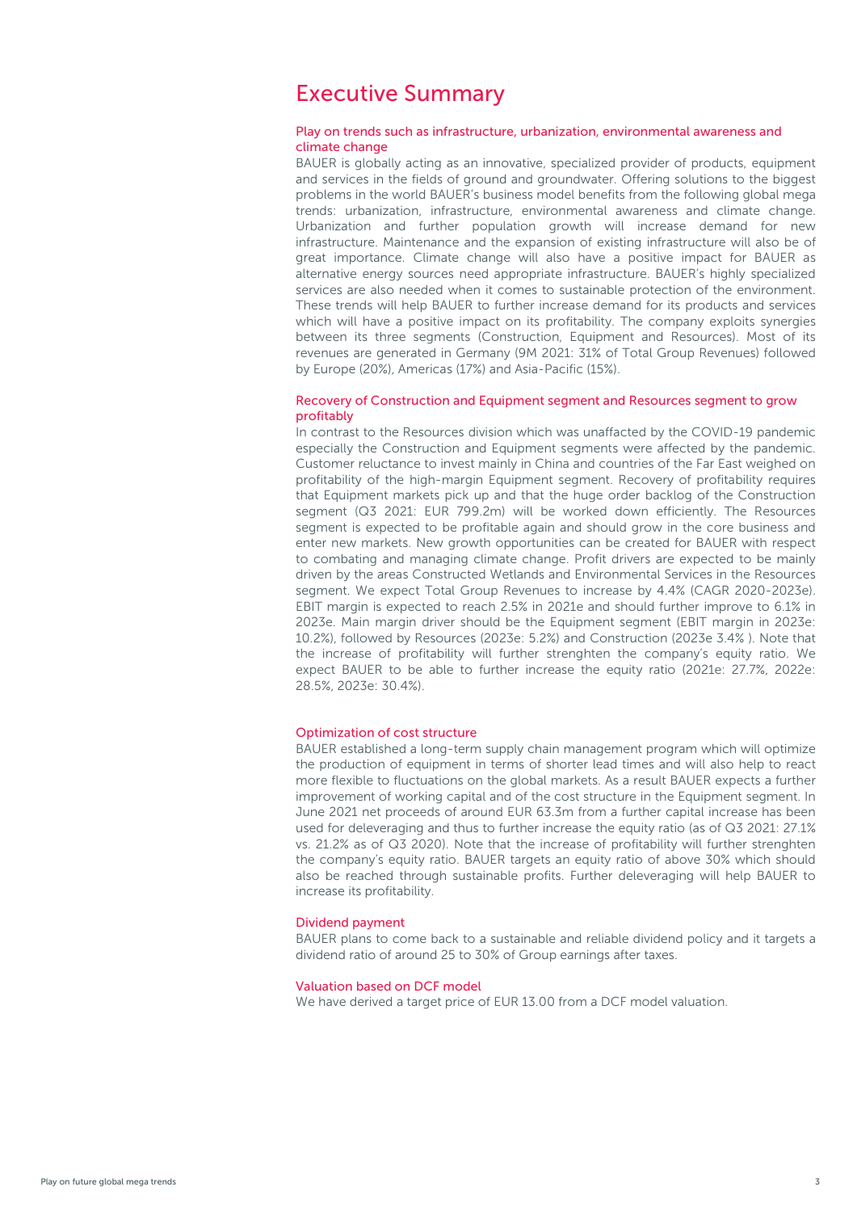# Executive Summary

## Play on trends such as infrastructure, urbanization, environmental awareness and climate change

BAUER is globally acting as an innovative, specialized provider of products, equipment and services in the fields of ground and groundwater. Offering solutions to the biggest problems in the world BAUER's business model benefits from the following global mega trends: urbanization, infrastructure, environmental awareness and climate change. Urbanization and further population growth will increase demand for new infrastructure. Maintenance and the expansion of existing infrastructure will also be of great importance. Climate change will also have a positive impact for BAUER as alternative energy sources need appropriate infrastructure. BAUER's highly specialized services are also needed when it comes to sustainable protection of the environment. These trends will help BAUER to further increase demand for its products and services which will have a positive impact on its profitability. The company exploits synergies between its three segments (Construction, Equipment and Resources). Most of its revenues are generated in Germany (9M 2021: 31% of Total Group Revenues) followed by Europe (20%), Americas (17%) and Asia-Pacific (15%).

## Recovery of Construction and Equipment segment and Resources segment to grow profitably

In contrast to the Resources division which was unaffected by the COVID-19 pandemic especially the Construction and Equipment segments were affected by the pandemic. Customer reluctance to invest mainly in China and countries of the Far East weighed on profitability of the high-margin Equipment segment. Recovery of profitability requires that Equipment markets pick up and that the huge order backlog of the Construction segment (Q3 2021: EUR 799.2m) will be worked down efficiently. The Resources segment is expected to be profitable again and should grow in the core business and enter new markets. New growth opportunities can be created for BAUER with respect to combating and managing climate change. Profit drivers are expected to be mainly driven by the areas Constructed Wetlands and Environmental Services in the Resources segment. We expect Total Group Revenues to increase by 4.4% (CAGR 2020-2023e). EBIT margin is expected to reach 2.5% in 2021e and should further improve to 6.1% in 2023e. Main margin driver should be the Equipment segment (EBIT margin in 2023e: 10.2%), followed by Resources (2023e: 5.2%) and Construction (2023e 3.4% ). Note that the increase of profitability will further strenghten the company's equity ratio. We expect BAUER to be able to further increase the equity ratio (2021e: 27.7%, 2022e: 28.5%, 2023e: 30.4%).

## Optimization of cost structure

BAUER established a long-term supply chain management program which will optimize the production of equipment in terms of shorter lead times and will also help to react more flexible to fluctuations on the global markets. As a result BAUER expects a further improvement of working capital and of the cost structure in the Equipment segment. In June 2021 net proceeds of around EUR 63.3m from a further capital increase has been used for deleveraging and thus to further increase the equity ratio (as of Q3 2021: 27.1% vs. 21.2% as of Q3 2020). Note that the increase of profitability will further strenghten the company's equity ratio. BAUER targets an equity ratio of above 30% which should also be reached through sustainable profits. Further deleveraging will help BAUER to increase its profitability.

## Dividend payment

BAUER plans to come back to a sustainable and reliable dividend policy and it targets a dividend ratio of around 25 to 30% of Group earnings after taxes.

## Valuation based on DCF model

We have derived a target price of EUR 13.00 from a DCF model valuation.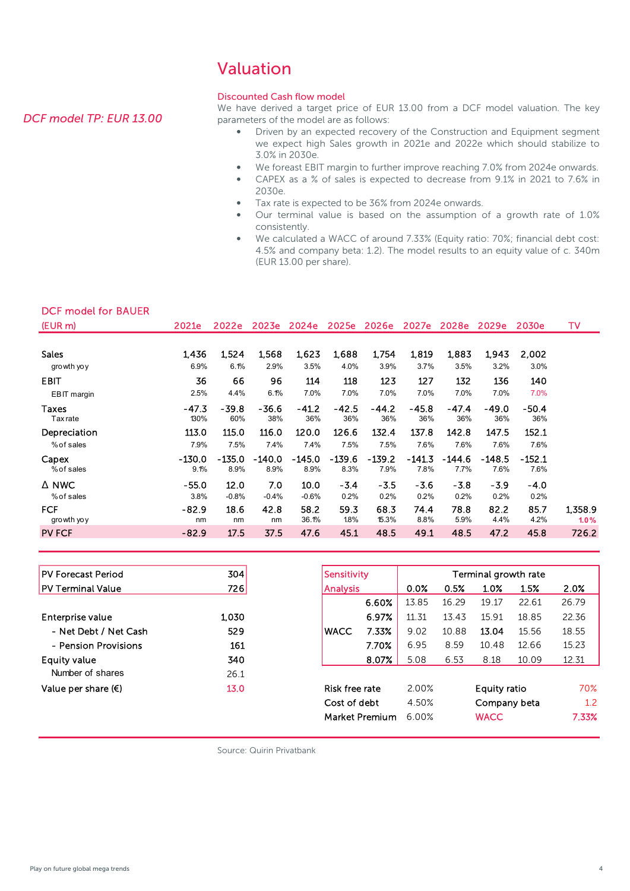# Valuation

*DCF model TP: EUR 13.00*

## Discounted Cash flow model

We have derived a target price of EUR 13.00 from a DCF model valuation. The key parameters of the model are as follows:

- Driven by an expected recovery of the Construction and Equipment segment we expect high Sales growth in 2021e and 2022e which should stabilize to 3.0% in 2030e.
- We foreast EBIT margin to further improve reaching 7.0% from 2024e onwards.
- CAPEX as a % of sales is expected to decrease from 9.1% in 2021 to 7.6% in 2030e.
- Tax rate is expected to be 36% from 2024e onwards.
- Our terminal value is based on the assumption of a growth rate of 1.0% consistently.
- We calculated a WACC of around 7.33% (Equity ratio: 70%; financial debt cost: 4.5% and company beta: 1.2). The model results to an equity value of c. 340m (EUR 13.00 per share).

### DCF model for BAUER

| (EUR m) | 2021e | 2022e | 2023e | 2024e | 2025e | 2026e | 2027e | 2028e | 2029e | 2030e | TV |
|---|---|---|---|---|---|---|---|---|---|---|---|
| Sales | 1,436 | 1,524 | 1,568 | 1,623 | 1,688 | 1,754 | 1,819 | 1,883 | 1,943 | 2,002 | |
| growth yoy | 6.9% | 6.1% | 2.9% | 3.5% | 4.0% | 3.9% | 3.7% | 3.5% | 3.2% | 3.0% | |
| EBIT | 36 | 66 | 96 | 114 | 118 | 123 | 127 | 132 | 136 | 140 | |
| EBIT margin | 2.5% | 4.4% | 6.1% | 7.0% | 7.0% | 7.0% | 7.0% | 7.0% | 7.0% | 7.0% | |
| Taxes | -47.3 | -39.8 | -36.6 | -41.2 | -42.5 | -44.2 | -45.8 | -47.4 | -49.0 | -50.4 | |
| Tax rate | 130% | 60% | 38% | 36% | 36% | 36% | 36% | 36% | 36% | 36% | |
| Depreciation | 113.0 | 115.0 | 116.0 | 120.0 | 126.6 | 132.4 | 137.8 | 142.8 | 147.5 | 152.1 | |
| % of sales | 7.9% | 7.5% | 7.4% | 7.4% | 7.5% | 7.5% | 7.6% | 7.6% | 7.6% | 7.6% | |
| Capex | -130.0 | -135.0 | -140.0 | -145.0 | -139.6 | -139.2 | -141.3 | -144.6 | -148.5 | -152.1 | |
| % of sales | 9.1% | 8.9% | 8.9% | 8.9% | 8.3% | 7.9% | 7.8% | 7.7% | 7.6% | 7.6% | |
| Δ NWC | -55.0 | 12.0 | 7.0 | 10.0 | -3.4 | -3.5 | -3.6 | -3.8 | -3.9 | -4.0 | |
| % of sales | 3.8% | -0.8% | -0.4% | -0.6% | 0.2% | 0.2% | 0.2% | 0.2% | 0.2% | 0.2% | |
| FCF | -82.9 | 18.6 | 42.8 | 58.2 | 59.3 | 68.3 | 74.4 | 78.8 | 82.2 | 85.7 | 1,358.9 |
| growth yoy | nm | nm | nm | 36.1% | 1.8% | 15.3% | 8.8% | 5.9% | 4.4% | 4.2% | 1.0% |
| PV FCF | -82.9 | 17.5 | 37.5 | 47.6 | 45.1 | 48.5 | 49.1 | 48.5 | 47.2 | 45.8 | 726.2 |

| | |
|---|---|
| PV Forecast Period | 304 |
| PV Terminal Value | 726 |
| Enterprise value | 1,030 |
| - Net Debt / Net Cash | 529 |
| - Pension Provisions | 161 |
| Equity value | 340 |
| Number of shares | 26.1 |
| Value per share (€) | 13.0 |

| Sensitivity Analysis | | Terminal growth rate | | | | |
|---|---|---|---|---|---|---|
| | | 0.0% | 0.5% | 1.0% | 1.5% | 2.0% |
| | 6.60% | 13.85 | 16.29 | 19.17 | 22.61 | 26.79 |
| | 6.97% | 11.31 | 13.43 | 15.91 | 18.85 | 22.36 |
| WACC | 7.33% | 9.02 | 10.88 | 13.04 | 15.56 | 18.55 |
| | 7.70% | 6.95 | 8.59 | 10.48 | 12.66 | 15.23 |
| | 8.07% | 5.08 | 6.53 | 8.18 | 10.09 | 12.31 |

| | | | |
|---|---|---|---|
| Risk free rate | 2.00% | Equity ratio | 70% |
| Cost of debt | 4.50% | Company beta | 1.2 |
| Market Premium | 6.00% | WACC | 7.33% |

Source: Quirin Privatbank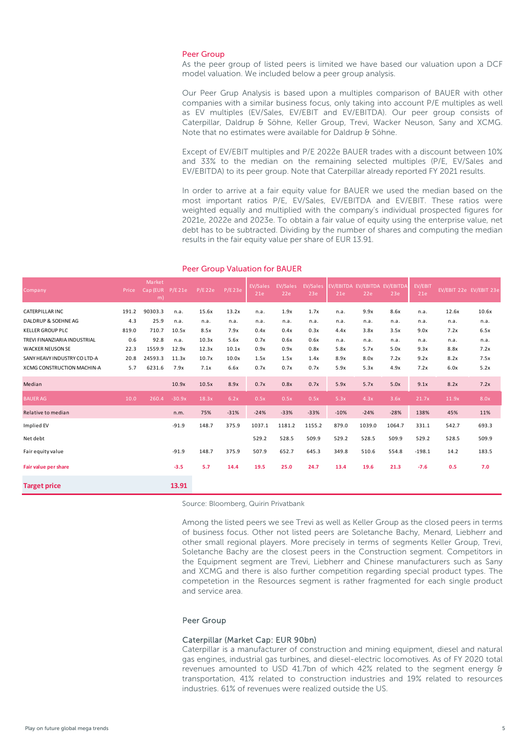## Peer Group

As the peer group of listed peers is limited we have based our valuation upon a DCF model valuation. We included below a peer group analysis.

Our Peer Grup Analysis is based upon a multiples comparison of BAUER with other companies with a similar business focus, only taking into account P/E multiples as well as EV multiples (EV/Sales, EV/EBIT and EV/EBITDA). Our peer group consists of Caterpillar, Daldrup & Söhne, Keller Group, Trevi, Wacker Neuson, Sany and XCMG. Note that no estimates were available for Daldrup & Söhne.

Except of EV/EBIT multiples and P/E 2022e BAUER trades with a discount between 10% and 33% to the median on the remaining selected multiples (P/E, EV/Sales and EV/EBITDA) to its peer group. Note that Caterpillar already reported FY 2021 results.

In order to arrive at a fair equity value for BAUER we used the median based on the most important ratios P/E, EV/Sales, EV/EBITDA and EV/EBIT. These ratios were weighted equally and multiplied with the company's individual prospected figures for 2021e, 2022e and 2023e. To obtain a fair value of equity using the enterprise value, net debt has to be subtracted. Dividing by the number of shares and computing the median results in the fair equity value per share of EUR 13.91.

### Peer Group Valuation for BAUER

| Company | Price | Market Cap (EUR m) | P/E 21e | P/E 22e | P/E 23e | EV/Sales 21e | EV/Sales 22e | EV/Sales 23e | EV/EBITDA 21e | EV/EBITDA 22e | EV/EBITDA 23e | EV/EBIT 21e | EV/EBIT 22e | EV/EBIT 23e |
|---|---|---|---|---|---|---|---|---|---|---|---|---|---|---|
| CATERPILLAR INC | 191.2 | 90303.3 | n.a. | 15.6x | 13.2x | n.a. | 1.9x | 1.7x | n.a. | 9.9x | 8.6x | n.a. | 12.6x | 10.6x |
| DALDRUP & SOEHNE AG | 4.3 | 25.9 | n.a. | n.a. | n.a. | n.a. | n.a. | n.a. | n.a. | n.a. | n.a. | n.a. | n.a. | n.a. |
| KELLER GROUP PLC | 819.0 | 710.7 | 10.5x | 8.5x | 7.9x | 0.4x | 0.4x | 0.3x | 4.4x | 3.8x | 3.5x | 9.0x | 7.2x | 6.5x |
| TREVI FINANZIARIA INDUSTRIAL | 0.6 | 92.8 | n.a. | 10.3x | 5.6x | 0.7x | 0.6x | 0.6x | n.a. | n.a. | n.a. | n.a. | n.a. | n.a. |
| WACKER NEUSON SE | 22.3 | 1559.9 | 12.9x | 12.3x | 10.1x | 0.9x | 0.9x | 0.8x | 5.8x | 5.7x | 5.0x | 9.3x | 8.8x | 7.2x |
| SANY HEAVY INDUSTRY CO LTD-A | 20.8 | 24593.3 | 11.3x | 10.7x | 10.0x | 1.5x | 1.5x | 1.4x | 8.9x | 8.0x | 7.2x | 9.2x | 8.2x | 7.5x |
| XCMG CONSTRUCTION MACHIN-A | 5.7 | 6231.6 | 7.9x | 7.1x | 6.6x | 0.7x | 0.7x | 0.7x | 5.9x | 5.3x | 4.9x | 7.2x | 6.0x | 5.2x |
| Median | | | 10.9x | 10.5x | 8.9x | 0.7x | 0.8x | 0.7x | 5.9x | 5.7x | 5.0x | 9.1x | 8.2x | 7.2x |
| BAUER AG | 10.0 | 260.4 | -30.9x | 18.3x | 6.2x | 0.5x | 0.5x | 0.5x | 5.3x | 4.3x | 3.6x | 21.7x | 11.9x | 8.0x |
| Relative to median | | | n.m. | 75% | -31% | -24% | -33% | -33% | -10% | -24% | -28% | 138% | 45% | 11% |
| Implied EV | | | -91.9 | 148.7 | 375.9 | 1037.1 | 1181.2 | 1155.2 | 879.0 | 1039.0 | 1064.7 | 331.1 | 542.7 | 693.3 |
| Net debt | | | | | | 529.2 | 528.5 | 509.9 | 529.2 | 528.5 | 509.9 | 529.2 | 528.5 | 509.9 |
| Fair equity value | | | -91.9 | 148.7 | 375.9 | 507.9 | 652.7 | 645.3 | 349.8 | 510.6 | 554.8 | -198.1 | 14.2 | 183.5 |
| **Fair value per share** | | | **-3.5** | **5.7** | **14.4** | **19.5** | **25.0** | **24.7** | **13.4** | **19.6** | **21.3** | **-7.6** | **0.5** | **7.0** |
| **Target price** | | | **13.91** | | | | | | | | | | | |

Source: Bloomberg, Quirin Privatbank

Among the listed peers we see Trevi as well as Keller Group as the closed peers in terms of business focus. Other not listed peers are Soletanche Bachy, Menard, Liebherr and other small regional players. More precisely in terms of segments Keller Group, Trevi, Soletanche Bachy are the closest peers in the Construction segment. Competitors in the Equipment segment are Trevi, Liebherr and Chinese manufacturers such as Sany and XCMG and there is also further competition regarding special product types. The competetion in the Resources segment is rather fragmented for each single product and service area.

## Peer Group

### Caterpillar (Market Cap: EUR 90bn)

Caterpillar is a manufacturer of construction and mining equipment, diesel and natural gas engines, industrial gas turbines, and diesel-electric locomotives. As of FY 2020 total revenues amounted to USD 41.7bn of which 42% related to the segment energy & transportation, 41% related to construction industries and 19% related to resources industries. 61% of revenues were realized outside the US.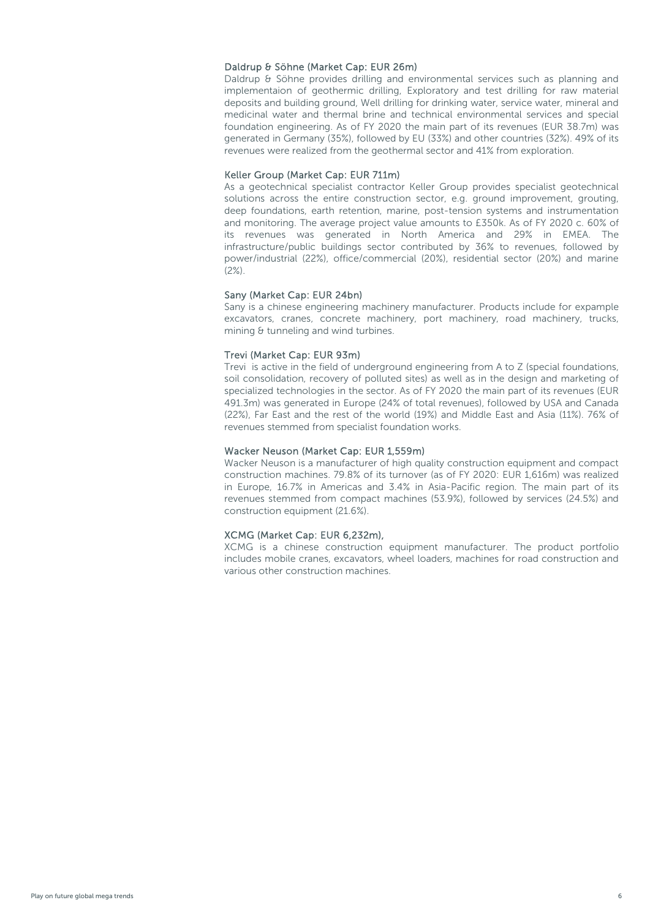### Daldrup & Söhne (Market Cap: EUR 26m)

Daldrup & Söhne provides drilling and environmental services such as planning and implementaion of geothermic drilling, Exploratory and test drilling for raw material deposits and building ground, Well drilling for drinking water, service water, mineral and medicinal water and thermal brine and technical environmental services and special foundation engineering. As of FY 2020 the main part of its revenues (EUR 38.7m) was generated in Germany (35%), followed by EU (33%) and other countries (32%). 49% of its revenues were realized from the geothermal sector and 41% from exploration.

### Keller Group (Market Cap: EUR 711m)

As a geotechnical specialist contractor Keller Group provides specialist geotechnical solutions across the entire construction sector, e.g. ground improvement, grouting, deep foundations, earth retention, marine, post-tension systems and instrumentation and monitoring. The average project value amounts to £350k. As of FY 2020 c. 60% of its revenues was generated in North America and 29% in EMEA. The infrastructure/public buildings sector contributed by 36% to revenues, followed by power/industrial (22%), office/commercial (20%), residential sector (20%) and marine (2%).

### Sany (Market Cap: EUR 24bn)

Sany is a chinese engineering machinery manufacturer. Products include for expample excavators, cranes, concrete machinery, port machinery, road machinery, trucks, mining & tunneling and wind turbines.

### Trevi (Market Cap: EUR 93m)

Trevi is active in the field of underground engineering from A to Z (special foundations, soil consolidation, recovery of polluted sites) as well as in the design and marketing of specialized technologies in the sector. As of FY 2020 the main part of its revenues (EUR 491.3m) was generated in Europe (24% of total revenues), followed by USA and Canada (22%), Far East and the rest of the world (19%) and Middle East and Asia (11%). 76% of revenues stemmed from specialist foundation works.

### Wacker Neuson (Market Cap: EUR 1,559m)

Wacker Neuson is a manufacturer of high quality construction equipment and compact construction machines. 79.8% of its turnover (as of FY 2020: EUR 1,616m) was realized in Europe, 16.7% in Americas and 3.4% in Asia-Pacific region. The main part of its revenues stemmed from compact machines (53.9%), followed by services (24.5%) and construction equipment (21.6%).

### XCMG (Market Cap: EUR 6,232m),

XCMG is a chinese construction equipment manufacturer. The product portfolio includes mobile cranes, excavators, wheel loaders, machines for road construction and various other construction machines.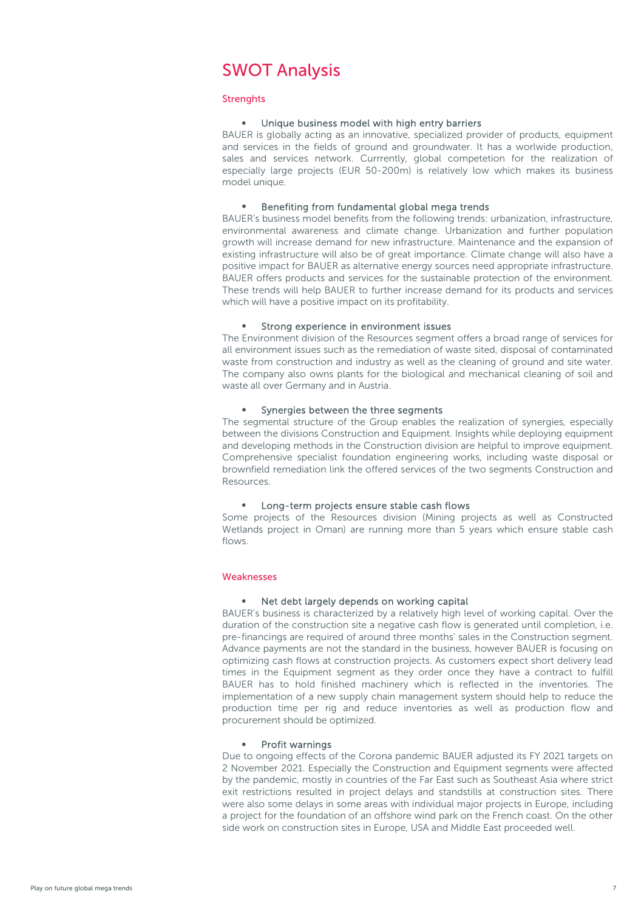# SWOT Analysis

## Strenghts

- **Unique business model with high entry barriers**

BAUER is globally acting as an innovative, specialized provider of products, equipment and services in the fields of ground and groundwater. It has a worlwide production, sales and services network. Currrently, global competetion for the realization of especially large projects (EUR 50-200m) is relatively low which makes its business model unique.

- **Benefiting from fundamental global mega trends**

BAUER's business model benefits from the following trends: urbanization, infrastructure, environmental awareness and climate change. Urbanization and further population growth will increase demand for new infrastructure. Maintenance and the expansion of existing infrastructure will also be of great importance. Climate change will also have a positive impact for BAUER as alternative energy sources need appropriate infrastructure. BAUER offers products and services for the sustainable protection of the environment. These trends will help BAUER to further increase demand for its products and services which will have a positive impact on its profitability.

- **Strong experience in environment issues**

The Environment division of the Resources segment offers a broad range of services for all environment issues such as the remediation of waste sited, disposal of contaminated waste from construction and industry as well as the cleaning of ground and site water. The company also owns plants for the biological and mechanical cleaning of soil and waste all over Germany and in Austria.

- **Synergies between the three segments**

The segmental structure of the Group enables the realization of synergies, especially between the divisions Construction and Equipment. Insights while deploying equipment and developing methods in the Construction division are helpful to improve equipment. Comprehensive specialist foundation engineering works, including waste disposal or brownfield remediation link the offered services of the two segments Construction and Resources.

- **Long-term projects ensure stable cash flows**

Some projects of the Resources division (Mining projects as well as Constructed Wetlands project in Oman) are running more than 5 years which ensure stable cash flows.

## Weaknesses

- **Net debt largely depends on working capital**

BAUER's business is characterized by a relatively high level of working capital. Over the duration of the construction site a negative cash flow is generated until completion, i.e. pre-financings are required of around three months' sales in the Construction segment. Advance payments are not the standard in the business, however BAUER is focusing on optimizing cash flows at construction projects. As customers expect short delivery lead times in the Equipment segment as they order once they have a contract to fulfill BAUER has to hold finished machinery which is reflected in the inventories. The implementation of a new supply chain management system should help to reduce the production time per rig and reduce inventories as well as production flow and procurement should be optimized.

- **Profit warnings**

Due to ongoing effects of the Corona pandemic BAUER adjusted its FY 2021 targets on 2 November 2021. Especially the Construction and Equipment segments were affected by the pandemic, mostly in countries of the Far East such as Southeast Asia where strict exit restrictions resulted in project delays and standstills at construction sites. There were also some delays in some areas with individual major projects in Europe, including a project for the foundation of an offshore wind park on the French coast. On the other side work on construction sites in Europe, USA and Middle East proceeded well.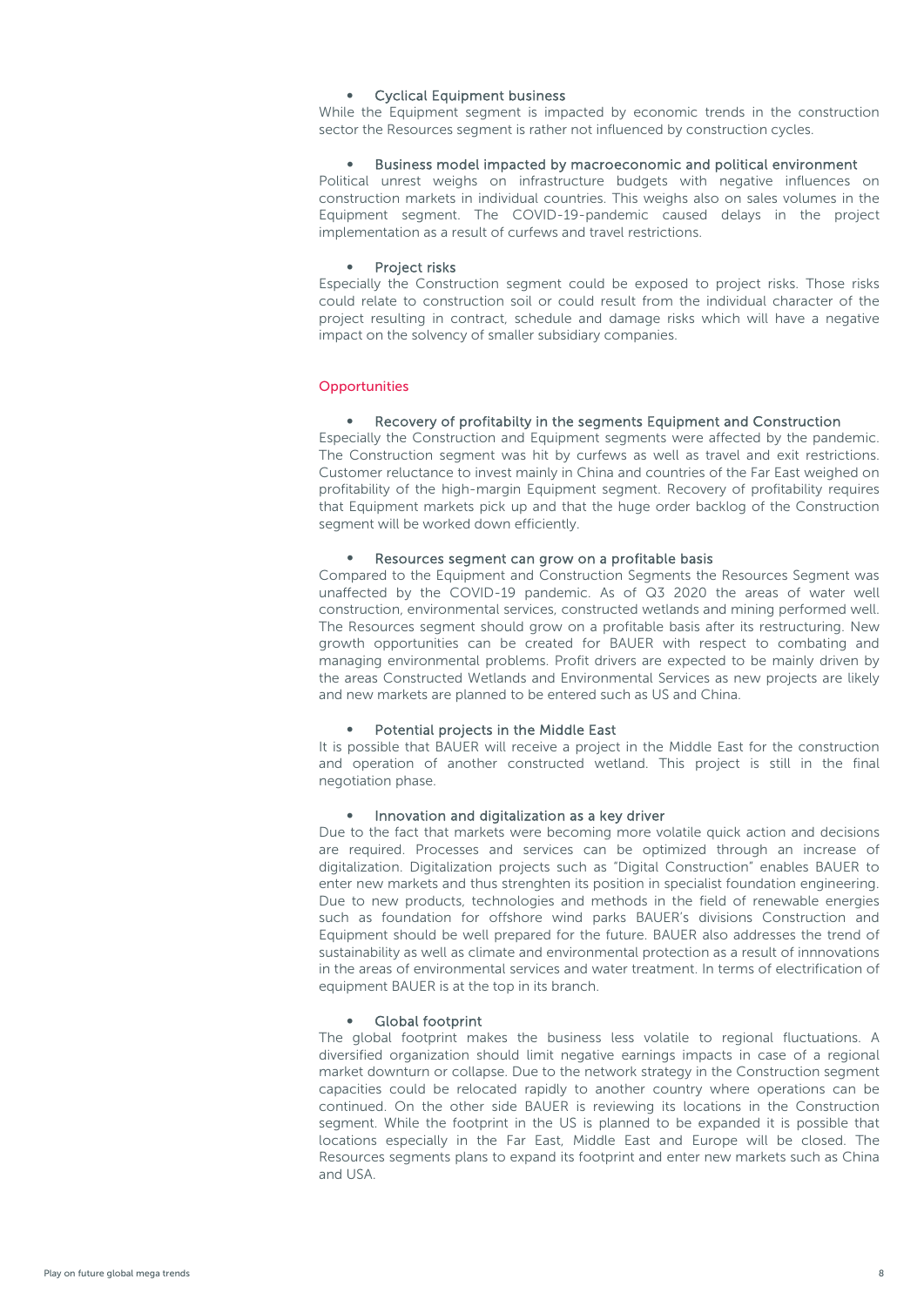- Cyclical Equipment business

While the Equipment segment is impacted by economic trends in the construction sector the Resources segment is rather not influenced by construction cycles.

- Business model impacted by macroeconomic and political environment

Political unrest weighs on infrastructure budgets with negative influences on construction markets in individual countries. This weighs also on sales volumes in the Equipment segment. The COVID-19-pandemic caused delays in the project implementation as a result of curfews and travel restrictions.

- Project risks

Especially the Construction segment could be exposed to project risks. Those risks could relate to construction soil or could result from the individual character of the project resulting in contract, schedule and damage risks which will have a negative impact on the solvency of smaller subsidiary companies.

## Opportunities

- Recovery of profitabilty in the segments Equipment and Construction

Especially the Construction and Equipment segments were affected by the pandemic. The Construction segment was hit by curfews as well as travel and exit restrictions. Customer reluctance to invest mainly in China and countries of the Far East weighed on profitability of the high-margin Equipment segment. Recovery of profitability requires that Equipment markets pick up and that the huge order backlog of the Construction segment will be worked down efficiently.

- Resources segment can grow on a profitable basis

Compared to the Equipment and Construction Segments the Resources Segment was unaffected by the COVID-19 pandemic. As of Q3 2020 the areas of water well construction, environmental services, constructed wetlands and mining performed well. The Resources segment should grow on a profitable basis after its restructuring. New growth opportunities can be created for BAUER with respect to combating and managing environmental problems. Profit drivers are expected to be mainly driven by the areas Constructed Wetlands and Environmental Services as new projects are likely and new markets are planned to be entered such as US and China.

- Potential projects in the Middle East

It is possible that BAUER will receive a project in the Middle East for the construction and operation of another constructed wetland. This project is still in the final negotiation phase.

- Innovation and digitalization as a key driver

Due to the fact that markets were becoming more volatile quick action and decisions are required. Processes and services can be optimized through an increase of digitalization. Digitalization projects such as "Digital Construction" enables BAUER to enter new markets and thus strenghten its position in specialist foundation engineering. Due to new products, technologies and methods in the field of renewable energies such as foundation for offshore wind parks BAUER's divisions Construction and Equipment should be well prepared for the future. BAUER also addresses the trend of sustainability as well as climate and environmental protection as a result of innnovations in the areas of environmental services and water treatment. In terms of electrification of equipment BAUER is at the top in its branch.

- Global footprint

The global footprint makes the business less volatile to regional fluctuations. A diversified organization should limit negative earnings impacts in case of a regional market downturn or collapse. Due to the network strategy in the Construction segment capacities could be relocated rapidly to another country where operations can be continued. On the other side BAUER is reviewing its locations in the Construction segment. While the footprint in the US is planned to be expanded it is possible that locations especially in the Far East, Middle East and Europe will be closed. The Resources segments plans to expand its footprint and enter new markets such as China and USA.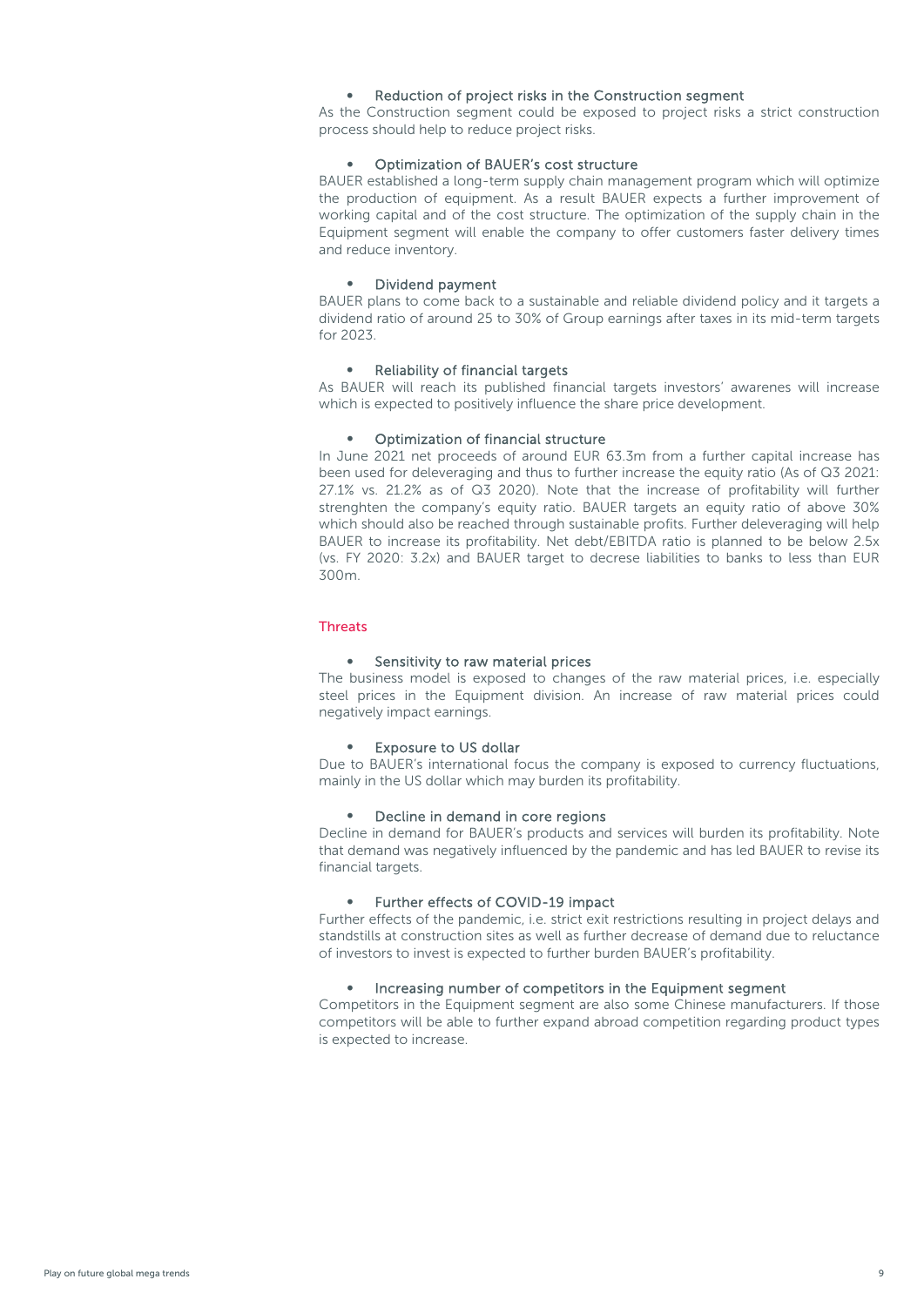- **Reduction of project risks in the Construction segment**

As the Construction segment could be exposed to project risks a strict construction process should help to reduce project risks.

- **Optimization of BAUER's cost structure**

BAUER established a long-term supply chain management program which will optimize the production of equipment. As a result BAUER expects a further improvement of working capital and of the cost structure. The optimization of the supply chain in the Equipment segment will enable the company to offer customers faster delivery times and reduce inventory.

- **Dividend payment**

BAUER plans to come back to a sustainable and reliable dividend policy and it targets a dividend ratio of around 25 to 30% of Group earnings after taxes in its mid-term targets for 2023.

- **Reliability of financial targets**

As BAUER will reach its published financial targets investors' awarenes will increase which is expected to positively influence the share price development.

- **Optimization of financial structure**

In June 2021 net proceeds of around EUR 63.3m from a further capital increase has been used for deleveraging and thus to further increase the equity ratio (As of Q3 2021: 27.1% vs. 21.2% as of Q3 2020). Note that the increase of profitability will further strenghten the company's equity ratio. BAUER targets an equity ratio of above 30% which should also be reached through sustainable profits. Further deleveraging will help BAUER to increase its profitability. Net debt/EBITDA ratio is planned to be below 2.5x (vs. FY 2020: 3.2x) and BAUER target to decrese liabilities to banks to less than EUR 300m.

## Threats

- **Sensitivity to raw material prices**

The business model is exposed to changes of the raw material prices, i.e. especially steel prices in the Equipment division. An increase of raw material prices could negatively impact earnings.

- **Exposure to US dollar**

Due to BAUER's international focus the company is exposed to currency fluctuations, mainly in the US dollar which may burden its profitability.

- **Decline in demand in core regions**

Decline in demand for BAUER's products and services will burden its profitability. Note that demand was negatively influenced by the pandemic and has led BAUER to revise its financial targets.

- **Further effects of COVID-19 impact**

Further effects of the pandemic, i.e. strict exit restrictions resulting in project delays and standstills at construction sites as well as further decrease of demand due to reluctance of investors to invest is expected to further burden BAUER's profitability.

- **Increasing number of competitors in the Equipment segment**

Competitors in the Equipment segment are also some Chinese manufacturers. If those competitors will be able to further expand abroad competition regarding product types is expected to increase.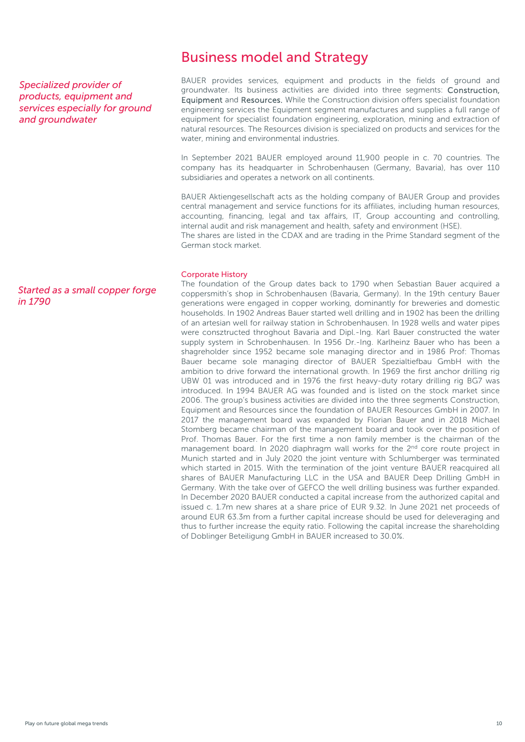# Business model and Strategy

*Specialized provider of products, equipment and services especially for ground and groundwater*

BAUER provides services, equipment and products in the fields of ground and groundwater. Its business activities are divided into three segments: Construction, Equipment and Resources. While the Construction division offers specialist foundation engineering services the Equipment segment manufactures and supplies a full range of equipment for specialist foundation engineering, exploration, mining and extraction of natural resources. The Resources division is specialized on products and services for the water, mining and environmental industries.

In September 2021 BAUER employed around 11,900 people in c. 70 countries. The company has its headquarter in Schrobenhausen (Germany, Bavaria), has over 110 subsidiaries and operates a network on all continents.

BAUER Aktiengesellschaft acts as the holding company of BAUER Group and provides central management and service functions for its affiliates, including human resources, accounting, financing, legal and tax affairs, IT, Group accounting and controlling, internal audit and risk management and health, safety and environment (HSE).
The shares are listed in the CDAX and are trading in the Prime Standard segment of the German stock market.

*Started as a small copper forge in 1790*

## Corporate History

The foundation of the Group dates back to 1790 when Sebastian Bauer acquired a coppersmith's shop in Schrobenhausen (Bavaria, Germany). In the 19th century Bauer generations were engaged in copper working, dominantly for breweries and domestic households. In 1902 Andreas Bauer started well drilling and in 1902 has been the drilling of an artesian well for railway station in Schrobenhausen. In 1928 wells and water pipes were consztructed throghout Bavaria and Dipl.-Ing. Karl Bauer constructed the water supply system in Schrobenhausen. In 1956 Dr.-Ing. Karlheinz Bauer who has been a shagreholder since 1952 became sole managing director and in 1986 Prof: Thomas Bauer became sole managing director of BAUER Spezialtiefbau GmbH with the ambition to drive forward the international growth. In 1969 the first anchor drilling rig UBW 01 was introduced and in 1976 the first heavy-duty rotary drilling rig BG7 was introduced. In 1994 BAUER AG was founded and is listed on the stock market since 2006. The group's business activities are divided into the three segments Construction, Equipment and Resources since the foundation of BAUER Resources GmbH in 2007. In 2017 the management board was expanded by Florian Bauer and in 2018 Michael Stomberg became chairman of the management board and took over the position of Prof. Thomas Bauer. For the first time a non family member is the chairman of the management board. In 2020 diaphragm wall works for the 2nd core route project in Munich started and in July 2020 the joint venture with Schlumberger was terminated which started in 2015. With the termination of the joint venture BAUER reacquired all shares of BAUER Manufacturing LLC in the USA and BAUER Deep Drilling GmbH in Germany. With the take over of GEFCO the well drilling business was further expanded. In December 2020 BAUER conducted a capital increase from the authorized capital and issued c. 1.7m new shares at a share price of EUR 9.32. In June 2021 net proceeds of around EUR 63.3m from a further capital increase should be used for deleveraging and thus to further increase the equity ratio. Following the capital increase the shareholding of Doblinger Beteiligung GmbH in BAUER increased to 30.0%.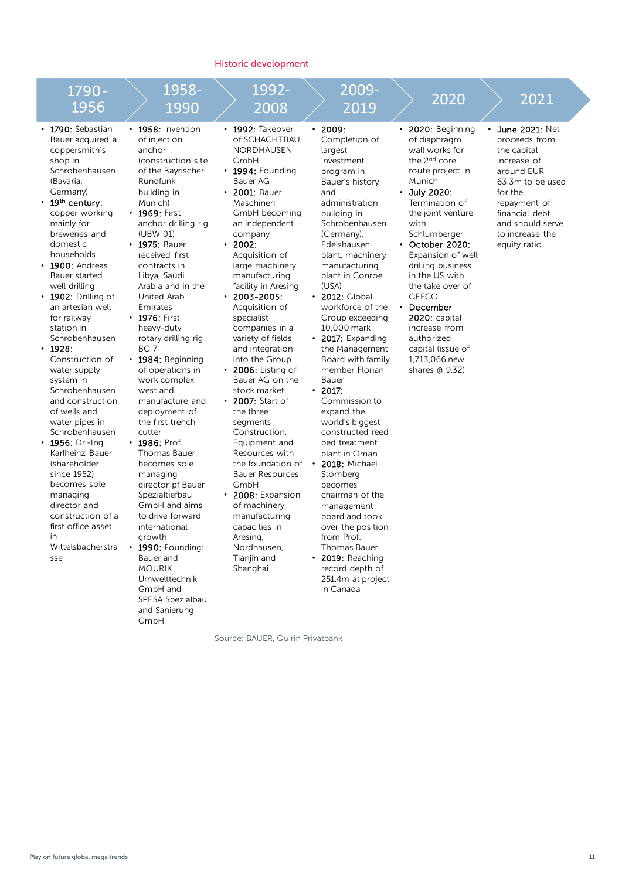## Historic development

### 1790-1956

- **1790:** Sebastian Bauer acquired a coppersmith's shop in Schrobenhausen (Bavaria, Germany)
- **19th century:** copper working mainly for breweries and domestic households
- **1900:** Andreas Bauer started well drilling
- **1902:** Drilling of an artesian well for railway station in Schrobenhausen
- **1928:** Construction of water supply system in Schrobenhausen and construction of wells and water pipes in Schrobenhausen
- **1956:** Dr.-Ing. Karlheinz Bauer (shareholder since 1952) becomes sole managing director and construction of a first office asset in Wittelsbacherstrasse

### 1958-1990

- **1958:** Invention of injection anchor (construction site of the Bayrischer Rundfunk building in Munich)
- **1969:** First anchor drilling rig (UBW 01)
- **1975:** Bauer received first contracts in Libya, Saudi Arabia and in the United Arab Emirates
- **1976:** First heavy-duty rotary drilling rig BG 7
- **1984:** Beginning of operations in work complex west and manufacture and deployment of the first trench cutter
- **1986:** Prof. Thomas Bauer becomes sole managing director pf Bauer Spezialtiefbau GmbH and aims to drive forward international growth
- **1990:** Founding: Bauer and MOURIK Umwelttechnik GmbH and SPESA Spezialbau and Sanierung GmbH

### 1992-2008

- **1992:** Takeover of SCHACHTBAU NORDHAUSEN GmbH
- **1994:** Founding Bauer AG
- **2001:** Bauer Maschinen GmbH becoming an independent company
- **2002:** Acquisition of large machinery manufacturing facility in Aresing
- **2003-2005:** Acquisition of specialist companies in a variety of fields and integration into the Group
- **2006:** Listing of Bauer AG on the stock market
- **2007:** Start of the three segments Construction, Equipment and Resources with the foundation of Bauer Resources GmbH
- **2008:** Expansion of machinery manufacturing capacities in Aresing, Nordhausen, Tianjin and Shanghai

### 2009-2019

- **2009:** Completion of largest investment program in Bauer's history and administration building in Schrobenhausen (Germany), Edelshausen plant, machinery manufacturing plant in Conroe (USA)
- **2012:** Global workforce of the Group exceeding 10,000 mark
- **2017:** Expanding the Management Board with family member Florian Bauer
- **2017:** Commission to expand the world's biggest constructed reed bed treatment plant in Oman
- **2018:** Michael Stomberg becomes chairman of the management board and took over the position from Prof. Thomas Bauer
- **2019:** Reaching record depth of 251.4m at project in Canada

### 2020

- **2020:** Beginning of diaphragm wall works for the 2nd core route project in Munich
- **July 2020:** Termination of the joint venture with Schlumberger
- **October 2020:** Expansion of well drilling business in the US with the take over of GEFCO
- **December 2020:** capital increase from authorized capital (issue of 1,713,066 new shares @ 9.32)

### 2021

- **June 2021:** Net proceeds from the capital increase of around EUR 63.3m to be used for the repayment of financial debt and should serve to increase the equity ratio

Source: BAUER, Quirin Privatbank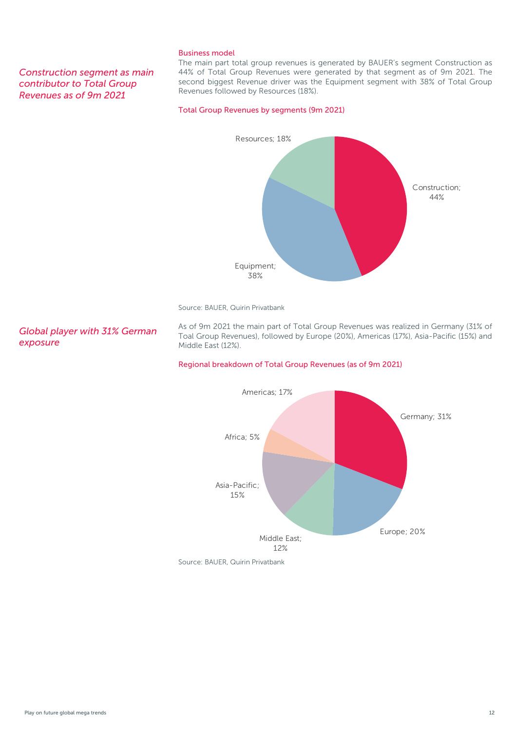*Construction segment as main contributor to Total Group Revenues as of 9m 2021*

### Business model

The main part total group revenues is generated by BAUER's segment Construction as 44% of Total Group Revenues were generated by that segment as of 9m 2021. The second biggest Revenue driver was the Equipment segment with 38% of Total Group Revenues followed by Resources (18%).

#### Total Group Revenues by segments (9m 2021)

Resources; 18%

Construction; 44%

Equipment; 38%

Source: BAUER, Quirin Privatbank

*Global player with 31% German exposure*

As of 9m 2021 the main part of Total Group Revenues was realized in Germany (31% of Toal Group Revenues), followed by Europe (20%), Americas (17%), Asia-Pacific (15%) and Middle East (12%).

#### Regional breakdown of Total Group Revenues (as of 9m 2021)

Americas; 17%

Germany; 31%

Africa; 5%

Asia-Pacific; 15%

Middle East; 12%

Europe; 20%

Source: BAUER, Quirin Privatbank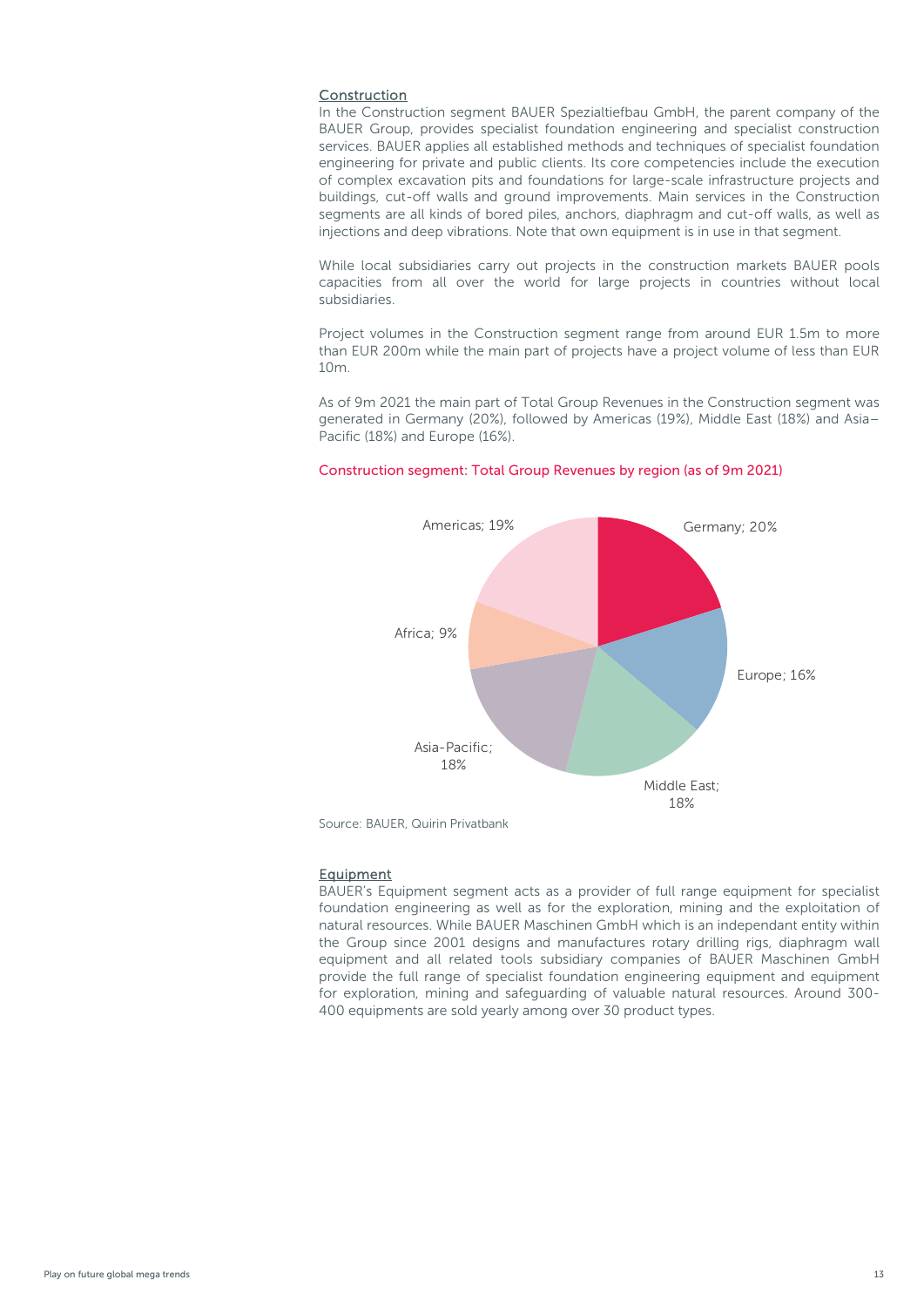## Construction

In the Construction segment BAUER Spezialtiefbau GmbH, the parent company of the BAUER Group, provides specialist foundation engineering and specialist construction services. BAUER applies all established methods and techniques of specialist foundation engineering for private and public clients. Its core competencies include the execution of complex excavation pits and foundations for large-scale infrastructure projects and buildings, cut-off walls and ground improvements. Main services in the Construction segments are all kinds of bored piles, anchors, diaphragm and cut-off walls, as well as injections and deep vibrations. Note that own equipment is in use in that segment.

While local subsidiaries carry out projects in the construction markets BAUER pools capacities from all over the world for large projects in countries without local subsidiaries.

Project volumes in the Construction segment range from around EUR 1.5m to more than EUR 200m while the main part of projects have a project volume of less than EUR 10m.

As of 9m 2021 the main part of Total Group Revenues in the Construction segment was generated in Germany (20%), followed by Americas (19%), Middle East (18%) and Asia–Pacific (18%) and Europe (16%).

**Construction segment: Total Group Revenues by region (as of 9m 2021)**

| Region | Share |
|---|---|
| Germany | 20% |
| Europe | 16% |
| Middle East | 18% |
| Asia-Pacific | 18% |
| Africa | 9% |
| Americas | 19% |

Source: BAUER, Quirin Privatbank

## Equipment

BAUER's Equipment segment acts as a provider of full range equipment for specialist foundation engineering as well as for the exploration, mining and the exploitation of natural resources. While BAUER Maschinen GmbH which is an independant entity within the Group since 2001 designs and manufactures rotary drilling rigs, diaphragm wall equipment and all related tools subsidiary companies of BAUER Maschinen GmbH provide the full range of specialist foundation engineering equipment and equipment for exploration, mining and safeguarding of valuable natural resources. Around 300-400 equipments are sold yearly among over 30 product types.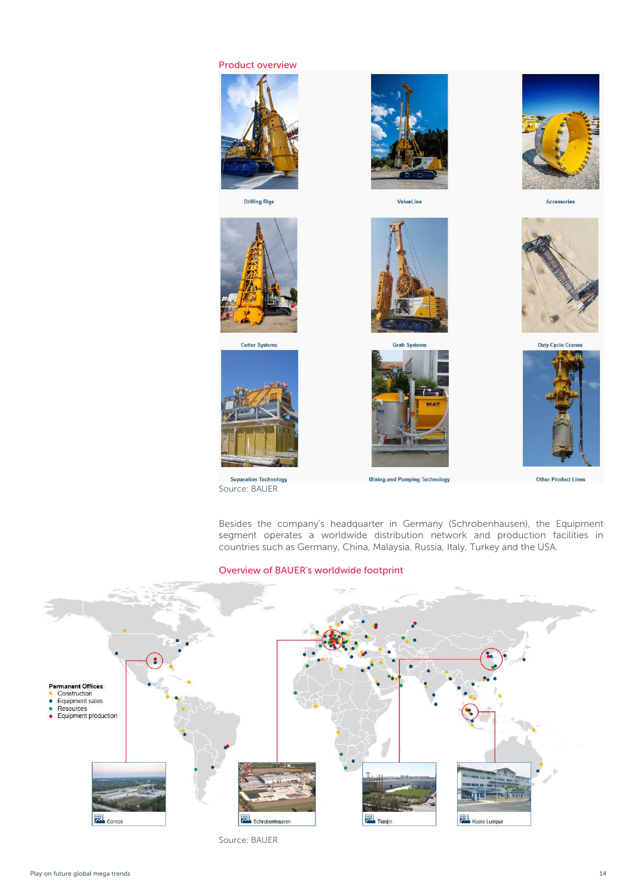Product overview

Drilling Rigs

ValueLine

Accessories

Cutter Systems

Grab Systems

Duty-Cycle Cranes

Separation Technology

Mixing and Pumping Technology

Other Product Lines

Source: BAUER

Besides the company's headquarter in Germany (Schrobenhausen), the Equipment segment operates a worldwide distribution network and production facilities in countries such as Germany, China, Malaysia, Russia, Italy, Turkey and the USA.

Overview of BAUER's worldwide footprint

Permanent Offices:
- Construction
- Equipment sales
- Resources
- Equipment production

Conroe

Schrobenhausen

Tianjin

Kuala Lumpur

Source: BAUER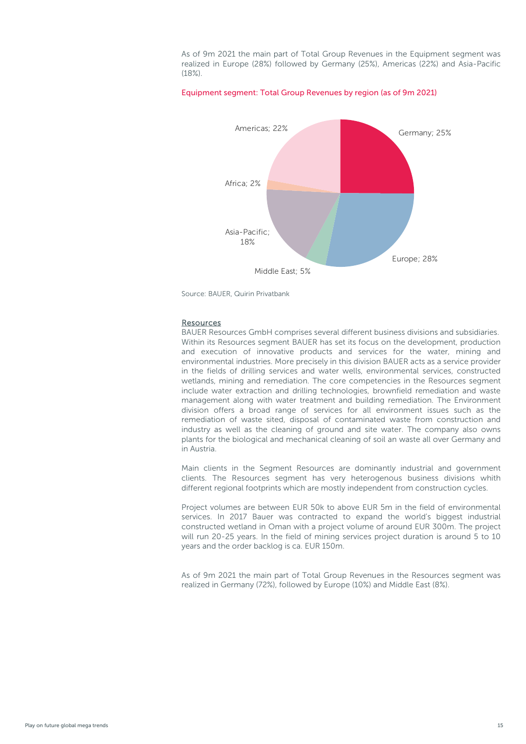As of 9m 2021 the main part of Total Group Revenues in the Equipment segment was realized in Europe (28%) followed by Germany (25%), Americas (22%) and Asia-Pacific (18%).

Equipment segment: Total Group Revenues by region (as of 9m 2021)

Americas; 22%

Germany; 25%

Africa; 2%

Asia-Pacific; 18%

Europe; 28%

Middle East; 5%

Source: BAUER, Quirin Privatbank

## Resources

BAUER Resources GmbH comprises several different business divisions and subsidiaries. Within its Resources segment BAUER has set its focus on the development, production and execution of innovative products and services for the water, mining and environmental industries. More precisely in this division BAUER acts as a service provider in the fields of drilling services and water wells, environmental services, constructed wetlands, mining and remediation. The core competencies in the Resources segment include water extraction and drilling technologies, brownfield remediation and waste management along with water treatment and building remediation. The Environment division offers a broad range of services for all environment issues such as the remediation of waste sited, disposal of contaminated waste from construction and industry as well as the cleaning of ground and site water. The company also owns plants for the biological and mechanical cleaning of soil an waste all over Germany and in Austria.

Main clients in the Segment Resources are dominantly industrial and government clients. The Resources segment has very heterogenous business divisions whith different regional footprints which are mostly independent from construction cycles.

Project volumes are between EUR 50k to above EUR 5m in the field of environmental services. In 2017 Bauer was contracted to expand the world's biggest industrial constructed wetland in Oman with a project volume of around EUR 300m. The project will run 20-25 years. In the field of mining services project duration is around 5 to 10 years and the order backlog is ca. EUR 150m.

As of 9m 2021 the main part of Total Group Revenues in the Resources segment was realized in Germany (72%), followed by Europe (10%) and Middle East (8%).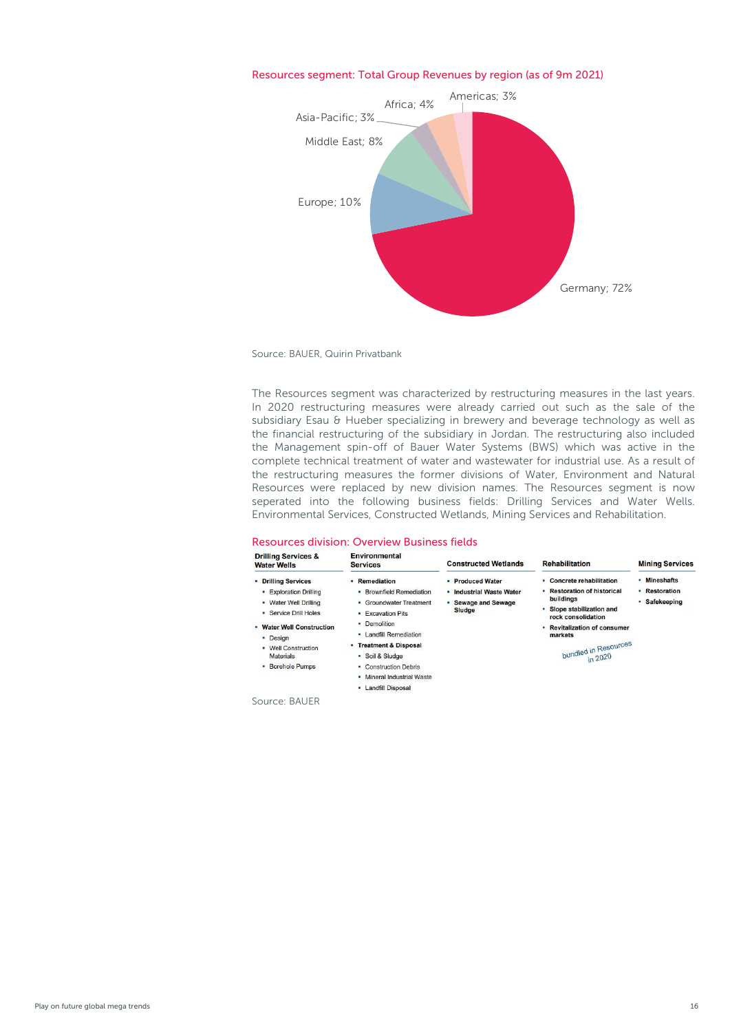Resources segment: Total Group Revenues by region (as of 9m 2021)

Germany; 72%
Europe; 10%
Middle East; 8%
Asia-Pacific; 3%
Africa; 4%
Americas; 3%

Source: BAUER, Quirin Privatbank

The Resources segment was characterized by restructuring measures in the last years. In 2020 restructuring measures were already carried out such as the sale of the subsidiary Esau & Hueber specializing in brewery and beverage technology as well as the financial restructuring of the subsidiary in Jordan. The restructuring also included the Management spin-off of Bauer Water Systems (BWS) which was active in the complete technical treatment of water and wastewater for industrial use. As a result of the restructuring measures the former divisions of Water, Environment and Natural Resources were replaced by new division names. The Resources segment is now seperated into the following business fields: Drilling Services and Water Wells. Environmental Services, Constructed Wetlands, Mining Services and Rehabilitation.

Resources division: Overview Business fields

| Drilling Services & Water Wells | Environmental Services | Constructed Wetlands | Rehabilitation | Mining Services |
|---|---|---|---|---|
| **Drilling Services**<br>- Exploration Drilling<br>- Water Well Drilling<br>- Service Drill Holes<br>**Water Well Construction**<br>- Design<br>- Well Construction Materials<br>- Borehole Pumps | **Remediation**<br>- Brownfield Remediation<br>- Groundwater Treatment<br>- Excavation Pits<br>- Demolition<br>- Landfill Remediation<br>**Treatment & Disposal**<br>- Soil & Sludge<br>- Construction Debris<br>- Mineral Industrial Waste<br>- Landfill Disposal | **Produced Water**<br>**Industrial Waste Water**<br>**Sewage and Sewage Sludge** | **Concrete rehabilitation**<br>**Restoration of historical buildings**<br>**Slope stabilization and rock consolidation**<br>**Revitalization of consumer markets**<br>bundled in Resources in 2020 | **Mineshafts**<br>**Restoration**<br>**Safekeeping** |

Source: BAUER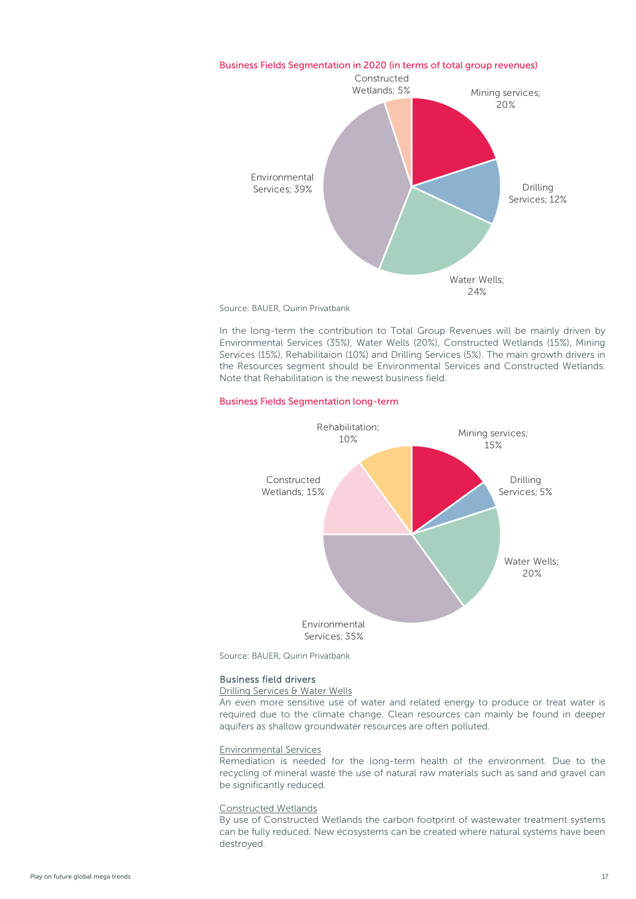Business Fields Segmentation in 2020 (in terms of total group revenues)

Constructed Wetlands; 5%

Mining services; 20%

Drilling Services; 12%

Water Wells; 24%

Environmental Services; 39%

Source: BAUER, Quirin Privatbank

In the long-term the contribution to Total Group Revenues will be mainly driven by Environmental Services (35%), Water Wells (20%), Constructed Wetlands (15%), Mining Services (15%), Rehabilitaion (10%) and Drilling Services (5%). The main growth drivers in the Resources segment should be Environmental Services and Constructed Wetlands. Note that Rehabilitation is the newest business field.

Business Fields Segmentation long-term

Rehabilitation; 10%

Mining services; 15%

Drilling Services; 5%

Constructed Wetlands; 15%

Water Wells; 20%

Environmental Services; 35%

Source: BAUER, Quirin Privatbank

### Business field drivers

Drilling Services & Water Wells

An even more sensitive use of water and related energy to produce or treat water is required due to the climate change. Clean resources can mainly be found in deeper aquifers as shallow groundwater resources are often polluted.

Environmental Services

Remediation is needed for the long-term health of the environment. Due to the recycling of mineral waste the use of natural raw materials such as sand and gravel can be significantly reduced.

Constructed Wetlands

By use of Constructed Wetlands the carbon footprint of wastewater treatment systems can be fully reduced. New ecosystems can be created where natural systems have been destroyed.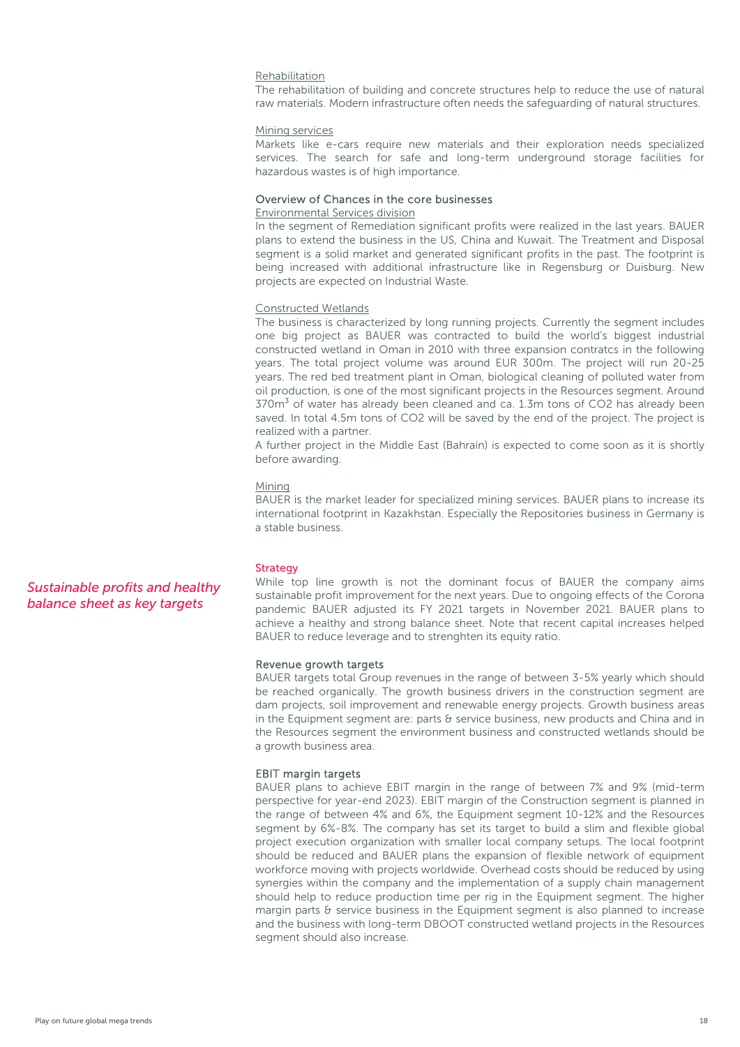Rehabilitation

The rehabilitation of building and concrete structures help to reduce the use of natural raw materials. Modern infrastructure often needs the safeguarding of natural structures.

Mining services

Markets like e-cars require new materials and their exploration needs specialized services. The search for safe and long-term underground storage facilities for hazardous wastes is of high importance.

### Overview of Chances in the core businesses

Environmental Services division

In the segment of Remediation significant profits were realized in the last years. BAUER plans to extend the business in the US, China and Kuwait. The Treatment and Disposal segment is a solid market and generated significant profits in the past. The footprint is being increased with additional infrastructure like in Regensburg or Duisburg. New projects are expected on Industrial Waste.

Constructed Wetlands

The business is characterized by long running projects. Currently the segment includes one big project as BAUER was contracted to build the world's biggest industrial constructed wetland in Oman in 2010 with three expansion contratcs in the following years. The total project volume was around EUR 300m. The project will run 20-25 years. The red bed treatment plant in Oman, biological cleaning of polluted water from oil production, is one of the most significant projects in the Resources segment. Around 370m$^3$ of water has already been cleaned and ca. 1.3m tons of $CO_2$ has already been saved. In total 4.5m tons of $CO_2$ will be saved by the end of the project. The project is realized with a partner.

A further project in the Middle East (Bahrain) is expected to come soon as it is shortly before awarding.

Mining

BAUER is the market leader for specialized mining services. BAUER plans to increase its international footprint in Kazakhstan. Especially the Repositories business in Germany is a stable business.

## Strategy

*Sustainable profits and healthy balance sheet as key targets*

While top line growth is not the dominant focus of BAUER the company aims sustainable profit improvement for the next years. Due to ongoing effects of the Corona pandemic BAUER adjusted its FY 2021 targets in November 2021. BAUER plans to achieve a healthy and strong balance sheet. Note that recent capital increases helped BAUER to reduce leverage and to strenghten its equity ratio.

### Revenue growth targets

BAUER targets total Group revenues in the range of between 3-5% yearly which should be reached organically. The growth business drivers in the construction segment are dam projects, soil improvement and renewable energy projects. Growth business areas in the Equipment segment are: parts & service business, new products and China and in the Resources segment the environment business and constructed wetlands should be a growth business area.

### EBIT margin targets

BAUER plans to achieve EBIT margin in the range of between 7% and 9% (mid-term perspective for year-end 2023). EBIT margin of the Construction segment is planned in the range of between 4% and 6%, the Equipment segment 10-12% and the Resources segment by 6%-8%. The company has set its target to build a slim and flexible global project execution organization with smaller local company setups. The local footprint should be reduced and BAUER plans the expansion of flexible network of equipment workforce moving with projects worldwide. Overhead costs should be reduced by using synergies within the company and the implementation of a supply chain management should help to reduce production time per rig in the Equipment segment. The higher margin parts & service business in the Equipment segment is also planned to increase and the business with long-term DBOOT constructed wetland projects in the Resources segment should also increase.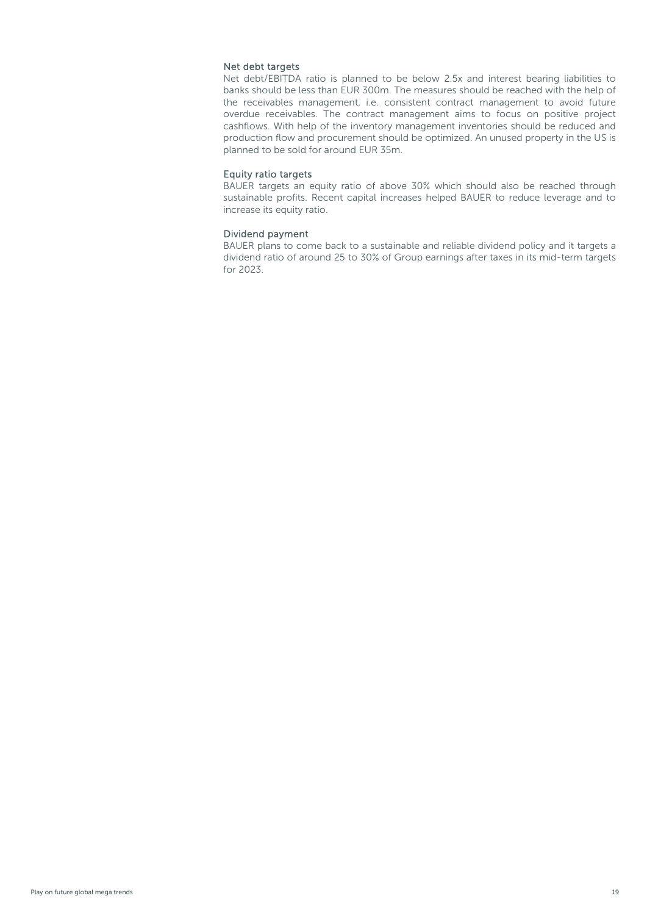### Net debt targets

Net debt/EBITDA ratio is planned to be below 2.5x and interest bearing liabilities to banks should be less than EUR 300m. The measures should be reached with the help of the receivables management, i.e. consistent contract management to avoid future overdue receivables. The contract management aims to focus on positive project cashflows. With help of the inventory management inventories should be reduced and production flow and procurement should be optimized. An unused property in the US is planned to be sold for around EUR 35m.

### Equity ratio targets

BAUER targets an equity ratio of above 30% which should also be reached through sustainable profits. Recent capital increases helped BAUER to reduce leverage and to increase its equity ratio.

### Dividend payment

BAUER plans to come back to a sustainable and reliable dividend policy and it targets a dividend ratio of around 25 to 30% of Group earnings after taxes in its mid-term targets for 2023.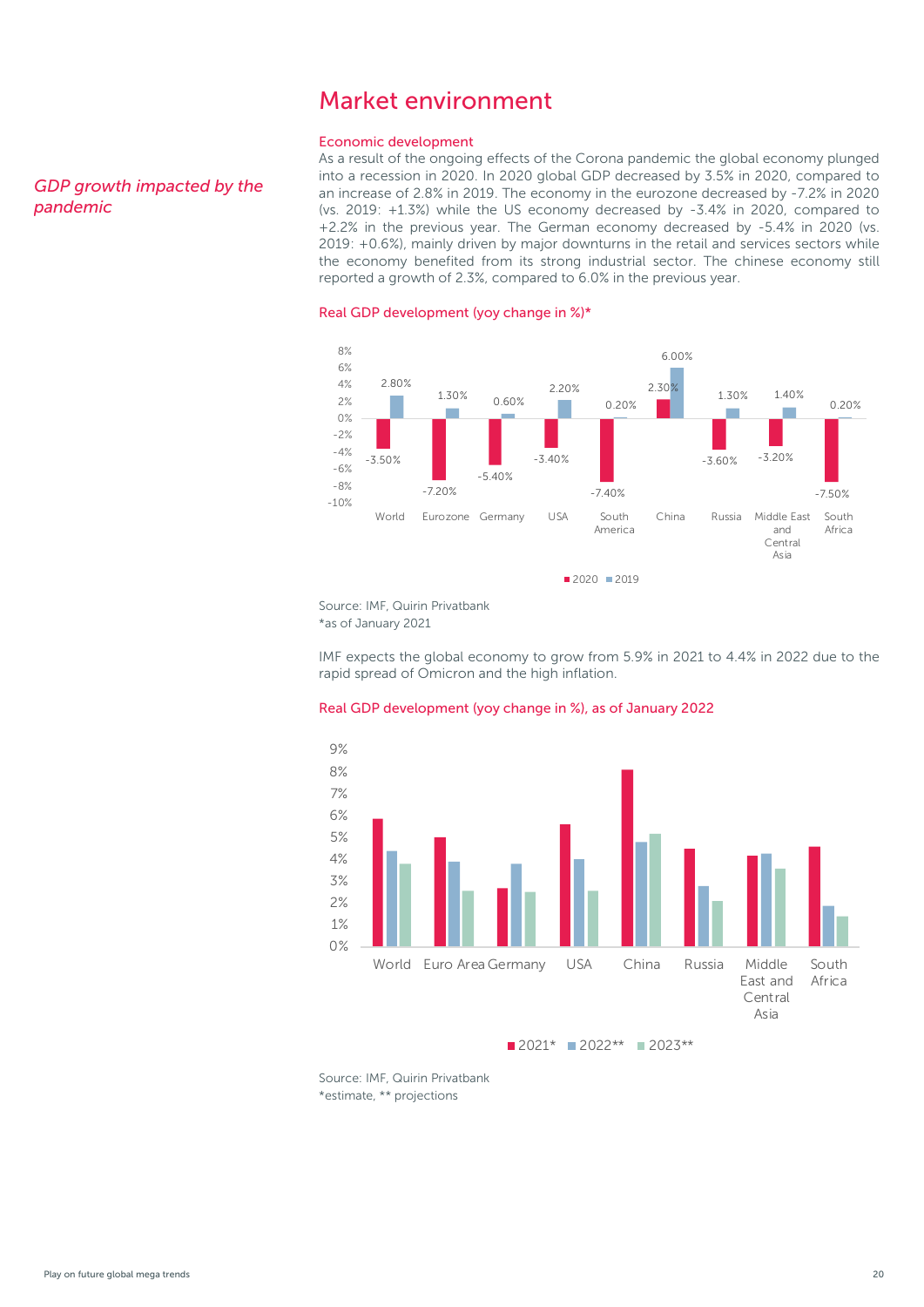# Market environment

*GDP growth impacted by the pandemic*

## Economic development

As a result of the ongoing effects of the Corona pandemic the global economy plunged into a recession in 2020. In 2020 global GDP decreased by 3.5% in 2020, compared to an increase of 2.8% in 2019. The economy in the eurozone decreased by -7.2% in 2020 (vs. 2019: +1.3%) while the US economy decreased by -3.4% in 2020, compared to +2.2% in the previous year. The German economy decreased by -5.4% in 2020 (vs. 2019: +0.6%), mainly driven by major downturns in the retail and services sectors while the economy benefited from its strong industrial sector. The chinese economy still reported a growth of 2.3%, compared to 6.0% in the previous year.

### Real GDP development (yoy change in %)*

| | 2020 | 2019 |
|---|---|---|
| World | -3.50% | 2.80% |
| Eurozone | -7.20% | 1.30% |
| Germany | -5.40% | 0.60% |
| USA | -3.40% | 2.20% |
| South America | -7.40% | 0.20% |
| China | 2.30% | 6.00% |
| Russia | -3.60% | 1.30% |
| Middle East and Central Asia | -3.20% | 1.40% |
| South Africa | -7.50% | 0.20% |

Source: IMF, Quirin Privatbank
*as of January 2021

IMF expects the global economy to grow from 5.9% in 2021 to 4.4% in 2022 due to the rapid spread of Omicron and the high inflation.

### Real GDP development (yoy change in %), as of January 2022

Chart categories: World, Euro Area, Germany, USA, China, Russia, Middle East and Central Asia, South Africa; series: 2021*, 2022**, 2023**

Source: IMF, Quirin Privatbank
*estimate, ** projections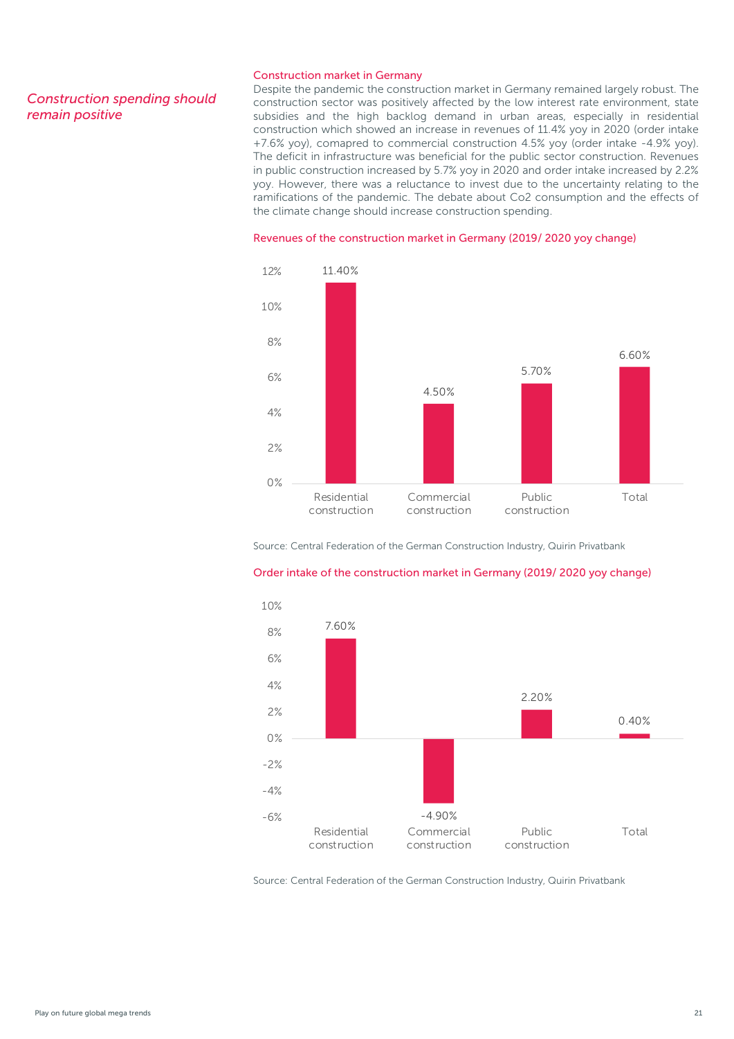*Construction spending should remain positive*

## Construction market in Germany

Despite the pandemic the construction market in Germany remained largely robust. The construction sector was positively affected by the low interest rate environment, state subsidies and the high backlog demand in urban areas, especially in residential construction which showed an increase in revenues of 11.4% yoy in 2020 (order intake +7.6% yoy), comapred to commercial construction 4.5% yoy (order intake -4.9% yoy). The deficit in infrastructure was beneficial for the public sector construction. Revenues in public construction increased by 5.7% yoy in 2020 and order intake increased by 2.2% yoy. However, there was a reluctance to invest due to the uncertainty relating to the ramifications of the pandemic. The debate about Co2 consumption and the effects of the climate change should increase construction spending.

### Revenues of the construction market in Germany (2019/ 2020 yoy change)

| | Residential construction | Commercial construction | Public construction | Total |
|---|---|---|---|---|
| yoy change | 11.40% | 4.50% | 5.70% | 6.60% |

Source: Central Federation of the German Construction Industry, Quirin Privatbank

### Order intake of the construction market in Germany (2019/ 2020 yoy change)

| | Residential construction | Commercial construction | Public construction | Total |
|---|---|---|---|---|
| yoy change | 7.60% | -4.90% | 2.20% | 0.40% |

Source: Central Federation of the German Construction Industry, Quirin Privatbank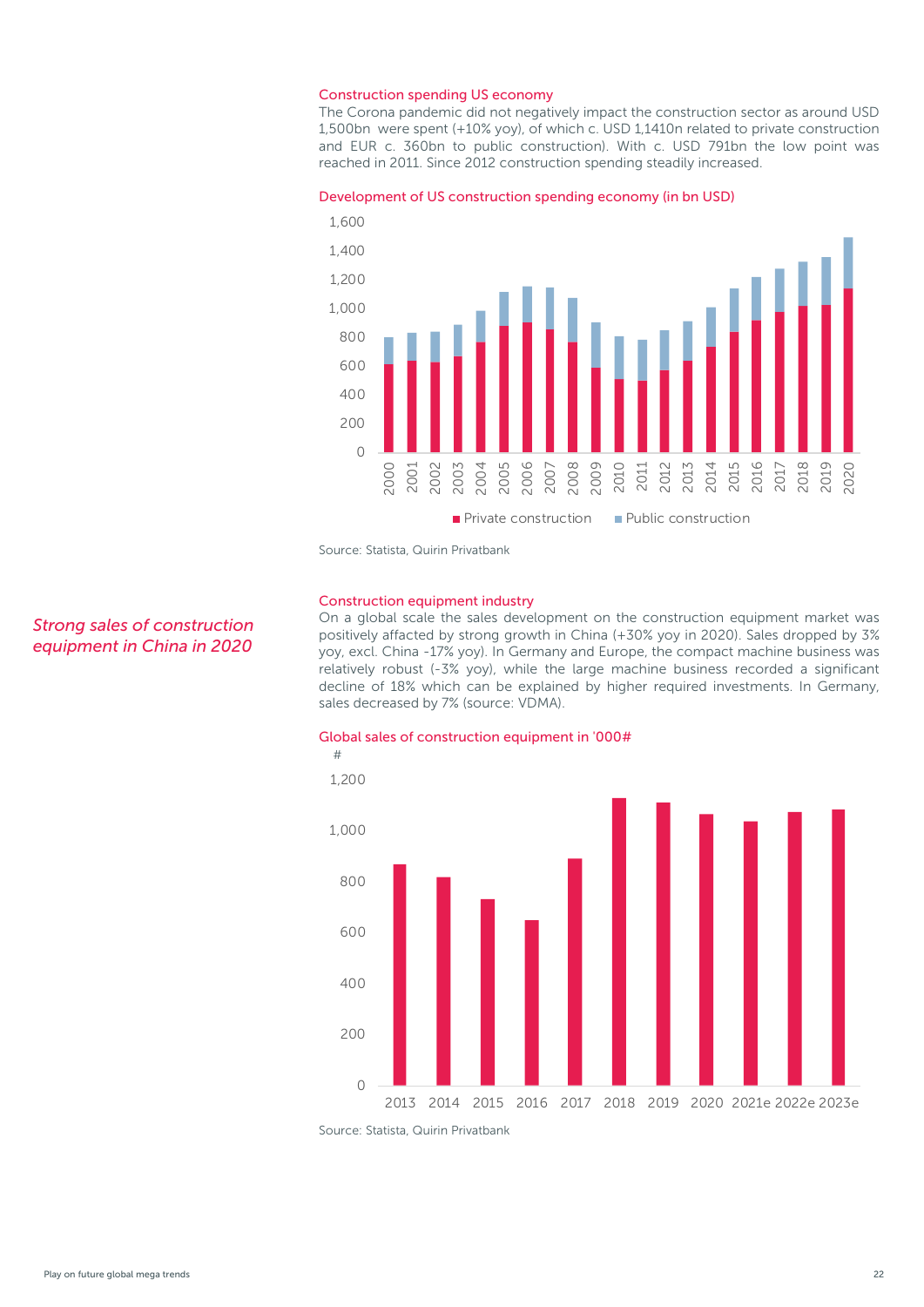### Construction spending US economy

The Corona pandemic did not negatively impact the construction sector as around USD 1,500bn were spent (+10% yoy), of which c. USD 1,1410n related to private construction and EUR c. 360bn to public construction). With c. USD 791bn the low point was reached in 2011. Since 2012 construction spending steadily increased.

**Development of US construction spending economy (in bn USD)**

Private construction | Public construction

Source: Statista, Quirin Privatbank

*Strong sales of construction equipment in China in 2020*

### Construction equipment industry

On a global scale the sales development on the construction equipment market was positively affacted by strong growth in China (+30% yoy in 2020). Sales dropped by 3% yoy, excl. China -17% yoy). In Germany and Europe, the compact machine business was relatively robust (-3% yoy), while the large machine business recorded a significant decline of 18% which can be explained by higher required investments. In Germany, sales decreased by 7% (source: VDMA).

**Global sales of construction equipment in '000#**

Source: Statista, Quirin Privatbank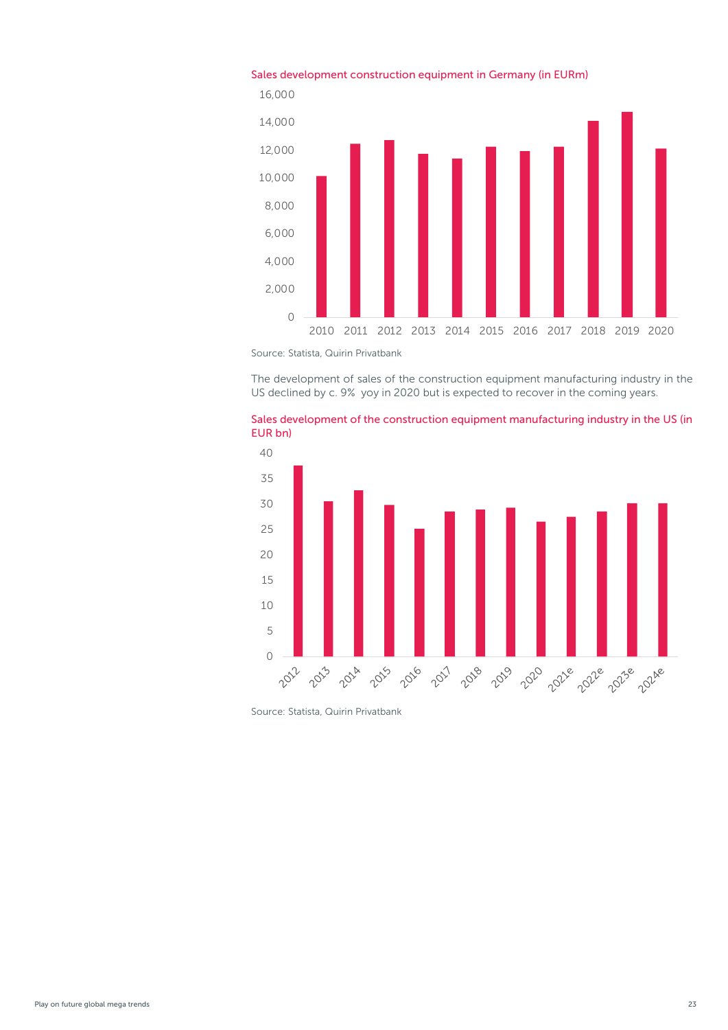Sales development construction equipment in Germany (in EURm)

Source: Statista, Quirin Privatbank

The development of sales of the construction equipment manufacturing industry in the US declined by c. 9% yoy in 2020 but is expected to recover in the coming years.

Sales development of the construction equipment manufacturing industry in the US (in EUR bn)

Source: Statista, Quirin Privatbank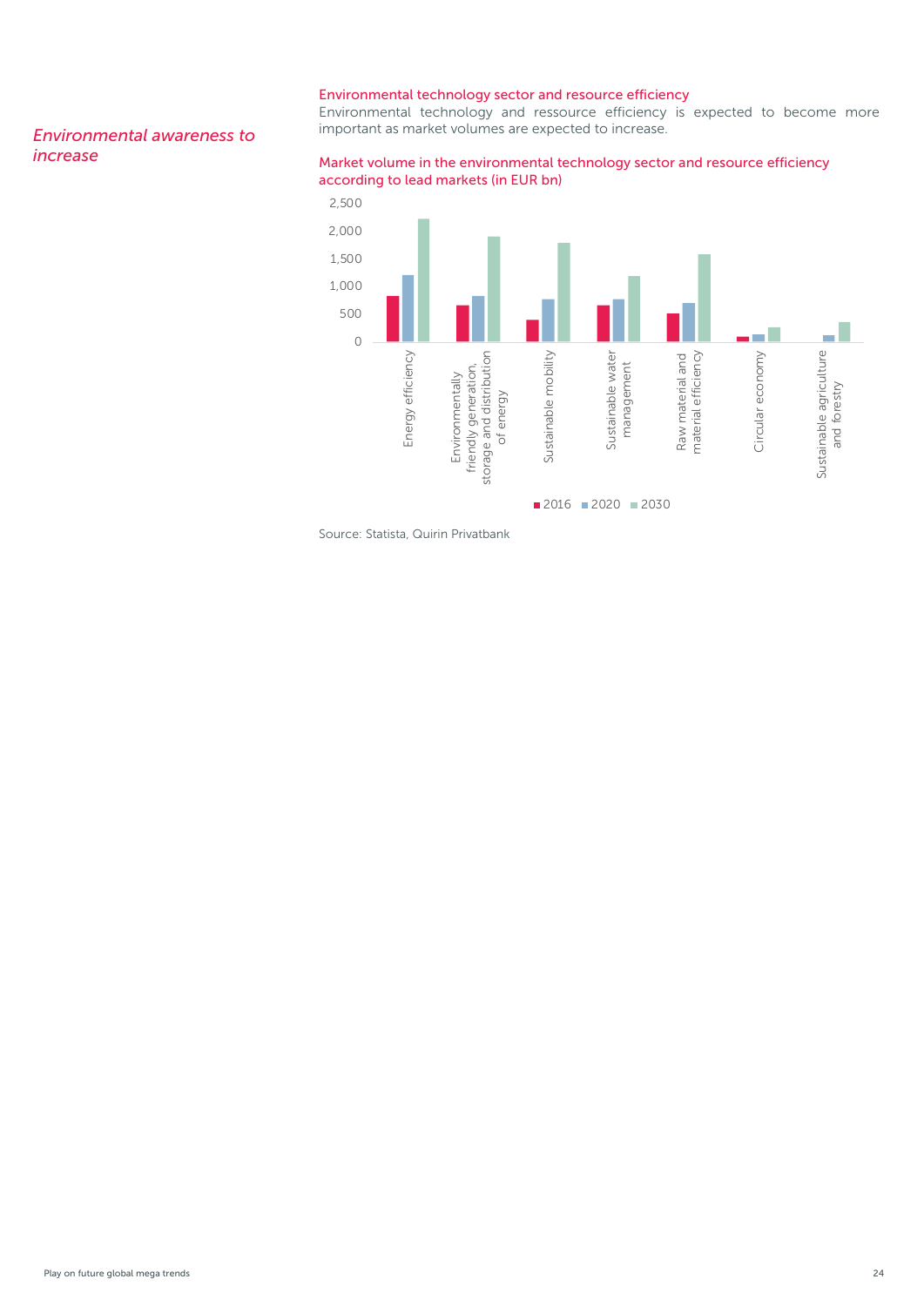*Environmental awareness to increase*

**Environmental technology sector and resource efficiency**

Environmental technology and ressource efficiency is expected to become more important as market volumes are expected to increase.

**Market volume in the environmental technology sector and resource efficiency according to lead markets (in EUR bn)**

Source: Statista, Quirin Privatbank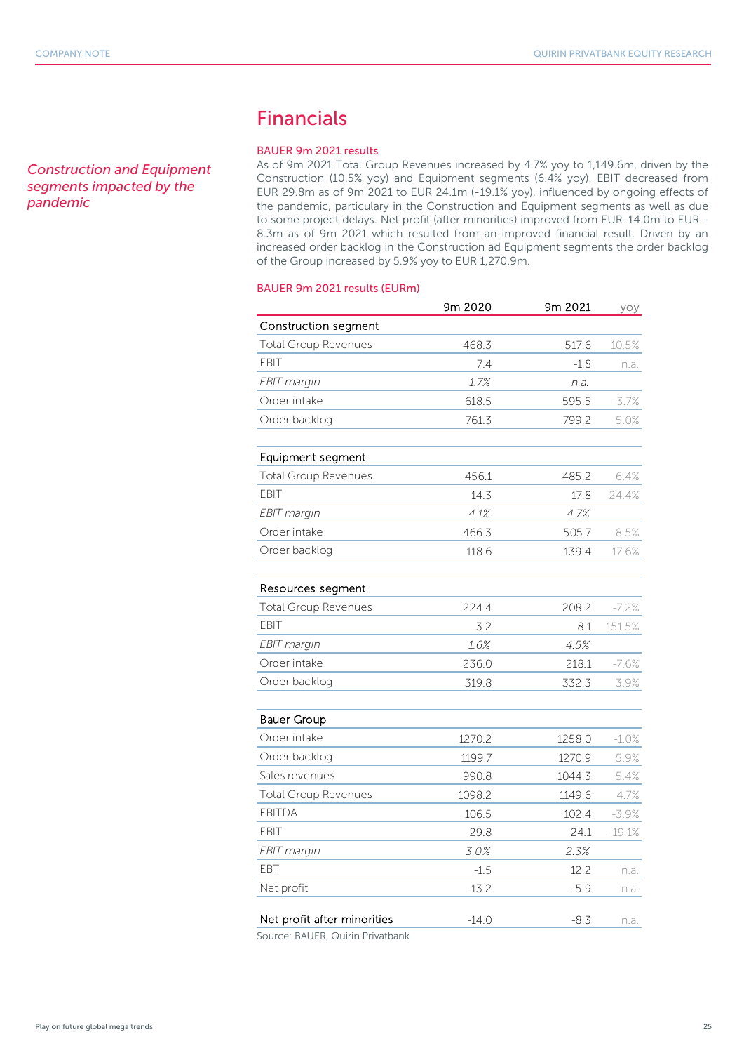# Financials

*Construction and Equipment segments impacted by the pandemic*

### BAUER 9m 2021 results

As of 9m 2021 Total Group Revenues increased by 4.7% yoy to 1,149.6m, driven by the Construction (10.5% yoy) and Equipment segments (6.4% yoy). EBIT decreased from EUR 29.8m as of 9m 2021 to EUR 24.1m (-19.1% yoy), influenced by ongoing effects of the pandemic, particulary in the Construction and Equipment segments as well as due to some project delays. Net profit (after minorities) improved from EUR-14.0m to EUR -8.3m as of 9m 2021 which resulted from an improved financial result. Driven by an increased order backlog in the Construction ad Equipment segments the order backlog of the Group increased by 5.9% yoy to EUR 1,270.9m.

### BAUER 9m 2021 results (EURm)

| | 9m 2020 | 9m 2021 | yoy |
|---|---|---|---|
| **Construction segment** | | | |
| Total Group Revenues | 468.3 | 517.6 | 10.5% |
| EBIT | 7.4 | -1.8 | n.a. |
| *EBIT margin* | *1.7%* | *n.a.* | |
| Order intake | 618.5 | 595.5 | -3.7% |
| Order backlog | 761.3 | 799.2 | 5.0% |
| | | | |
| **Equipment segment** | | | |
| Total Group Revenues | 456.1 | 485.2 | 6.4% |
| EBIT | 14.3 | 17.8 | 24.4% |
| *EBIT margin* | *4.1%* | *4.7%* | |
| Order intake | 466.3 | 505.7 | 8.5% |
| Order backlog | 118.6 | 139.4 | 17.6% |
| | | | |
| **Resources segment** | | | |
| Total Group Revenues | 224.4 | 208.2 | -7.2% |
| EBIT | 3.2 | 8.1 | 151.5% |
| *EBIT margin* | *1.6%* | *4.5%* | |
| Order intake | 236.0 | 218.1 | -7.6% |
| Order backlog | 319.8 | 332.3 | 3.9% |
| | | | |
| **Bauer Group** | | | |
| Order intake | 1270.2 | 1258.0 | -1.0% |
| Order backlog | 1199.7 | 1270.9 | 5.9% |
| Sales revenues | 990.8 | 1044.3 | 5.4% |
| Total Group Revenues | 1098.2 | 1149.6 | 4.7% |
| EBITDA | 106.5 | 102.4 | -3.9% |
| EBIT | 29.8 | 24.1 | -19.1% |
| *EBIT margin* | *3.0%* | *2.3%* | |
| EBT | -1.5 | 12.2 | n.a. |
| Net profit | -13.2 | -5.9 | n.a. |
| | | | |
| Net profit after minorities | -14.0 | -8.3 | n.a. |

Source: BAUER, Quirin Privatbank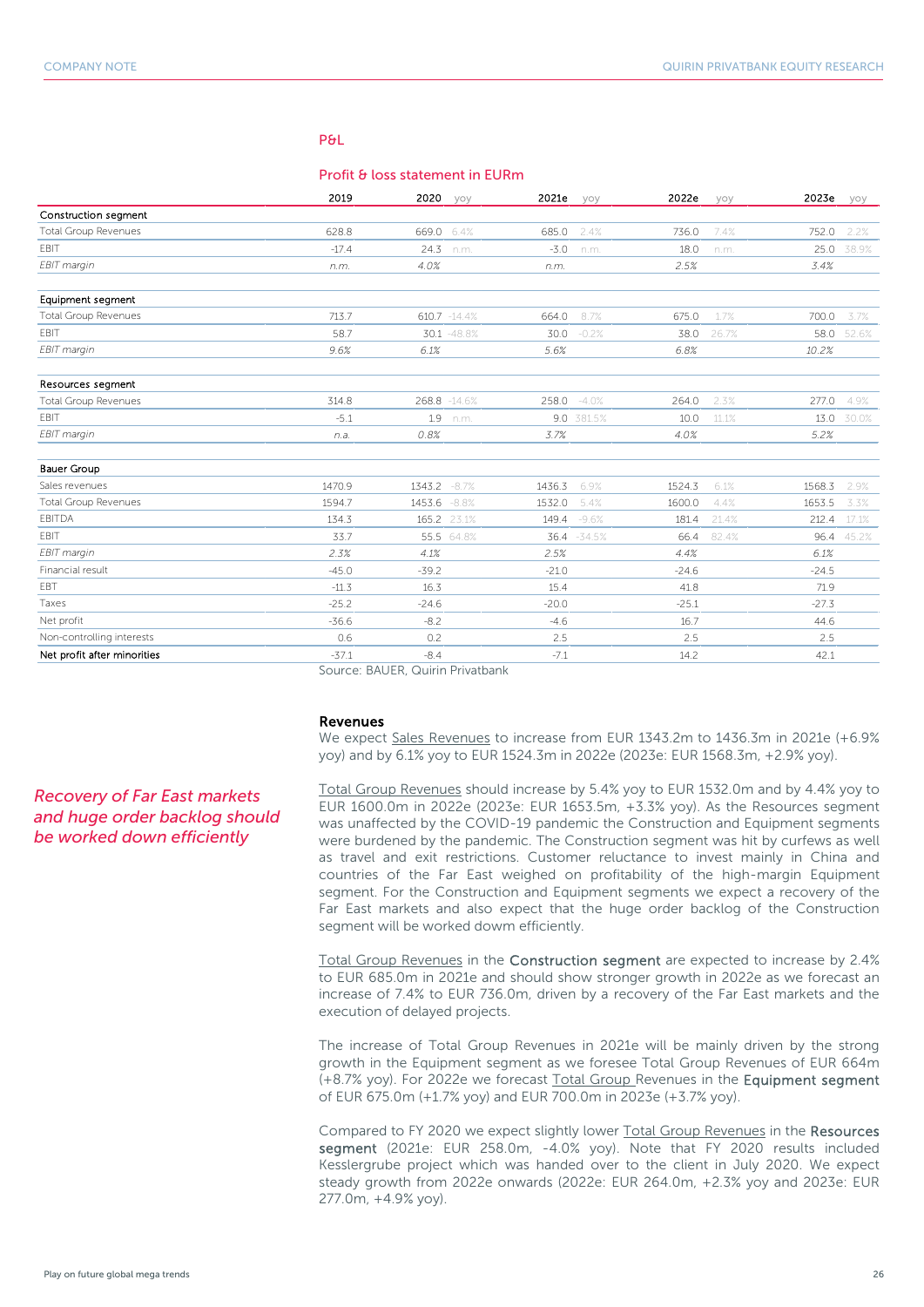## P&L

### Profit & loss statement in EURm

| | 2019 | 2020 | yoy | 2021e | yoy | 2022e | yoy | 2023e | yoy |
|---|---|---|---|---|---|---|---|---|---|
| **Construction segment** | | | | | | | | | |
| Total Group Revenues | 628.8 | 669.0 | 6.4% | 685.0 | 2.4% | 736.0 | 7.4% | 752.0 | 2.2% |
| EBIT | -17.4 | 24.3 | n.m. | -3.0 | n.m. | 18.0 | n.m. | 25.0 | 38.9% |
| *EBIT margin* | *n.m.* | *4.0%* | | *n.m.* | | *2.5%* | | *3.4%* | |
| **Equipment segment** | | | | | | | | | |
| Total Group Revenues | 713.7 | 610.7 | -14.4% | 664.0 | 8.7% | 675.0 | 1.7% | 700.0 | 3.7% |
| EBIT | 58.7 | 30.1 | -48.8% | 30.0 | -0.2% | 38.0 | 26.7% | 58.0 | 52.6% |
| *EBIT margin* | *9.6%* | *6.1%* | | *5.6%* | | *6.8%* | | *10.2%* | |
| **Resources segment** | | | | | | | | | |
| Total Group Revenues | 314.8 | 268.8 | -14.6% | 258.0 | -4.0% | 264.0 | 2.3% | 277.0 | 4.9% |
| EBIT | -5.1 | 1.9 | n.m. | 9.0 | 381.5% | 10.0 | 11.1% | 13.0 | 30.0% |
| *EBIT margin* | *n.a.* | *0.8%* | | *3.7%* | | *4.0%* | | *5.2%* | |
| **Bauer Group** | | | | | | | | | |
| Sales revenues | 1470.9 | 1343.2 | -8.7% | 1436.3 | 6.9% | 1524.3 | 6.1% | 1568.3 | 2.9% |
| Total Group Revenues | 1594.7 | 1453.6 | -8.8% | 1532.0 | 5.4% | 1600.0 | 4.4% | 1653.5 | 3.3% |
| EBITDA | 134.3 | 165.2 | 23.1% | 149.4 | -9.6% | 181.4 | 21.4% | 212.4 | 17.1% |
| EBIT | 33.7 | 55.5 | 64.8% | 36.4 | -34.5% | 66.4 | 82.4% | 96.4 | 45.2% |
| *EBIT margin* | *2.3%* | *4.1%* | | *2.5%* | | *4.4%* | | *6.1%* | |
| Financial result | -45.0 | -39.2 | | -21.0 | | -24.6 | | -24.5 | |
| EBT | -11.3 | 16.3 | | 15.4 | | 41.8 | | 71.9 | |
| Taxes | -25.2 | -24.6 | | -20.0 | | -25.1 | | -27.3 | |
| Net profit | -36.6 | -8.2 | | -4.6 | | 16.7 | | 44.6 | |
| Non-controlling interests | 0.6 | 0.2 | | 2.5 | | 2.5 | | 2.5 | |
| **Net profit after minorities** | -37.1 | -8.4 | | -7.1 | | 14.2 | | 42.1 | |

Source: BAUER, Quirin Privatbank

### Revenues

We expect Sales Revenues to increase from EUR 1343.2m to 1436.3m in 2021e (+6.9% yoy) and by 6.1% yoy to EUR 1524.3m in 2022e (2023e: EUR 1568.3m, +2.9% yoy).

*Recovery of Far East markets and huge order backlog should be worked down efficiently*

Total Group Revenues should increase by 5.4% yoy to EUR 1532.0m and by 4.4% yoy to EUR 1600.0m in 2022e (2023e: EUR 1653.5m, +3.3% yoy). As the Resources segment was unaffected by the COVID-19 pandemic the Construction and Equipment segments were burdened by the pandemic. The Construction segment was hit by curfews as well as travel and exit restrictions. Customer reluctance to invest mainly in China and countries of the Far East weighed on profitability of the high-margin Equipment segment. For the Construction and Equipment segments we expect a recovery of the Far East markets and also expect that the huge order backlog of the Construction segment will be worked dowm efficiently.

Total Group Revenues in the **Construction segment** are expected to increase by 2.4% to EUR 685.0m in 2021e and should show stronger growth in 2022e as we forecast an increase of 7.4% to EUR 736.0m, driven by a recovery of the Far East markets and the execution of delayed projects.

The increase of Total Group Revenues in 2021e will be mainly driven by the strong growth in the Equipment segment as we foresee Total Group Revenues of EUR 664m (+8.7% yoy). For 2022e we forecast Total Group Revenues in the **Equipment segment** of EUR 675.0m (+1.7% yoy) and EUR 700.0m in 2023e (+3.7% yoy).

Compared to FY 2020 we expect slightly lower Total Group Revenues in the **Resources segment** (2021e: EUR 258.0m, -4.0% yoy). Note that FY 2020 results included Kesslergrube project which was handed over to the client in July 2020. We expect steady growth from 2022e onwards (2022e: EUR 264.0m, +2.3% yoy and 2023e: EUR 277.0m, +4.9% yoy).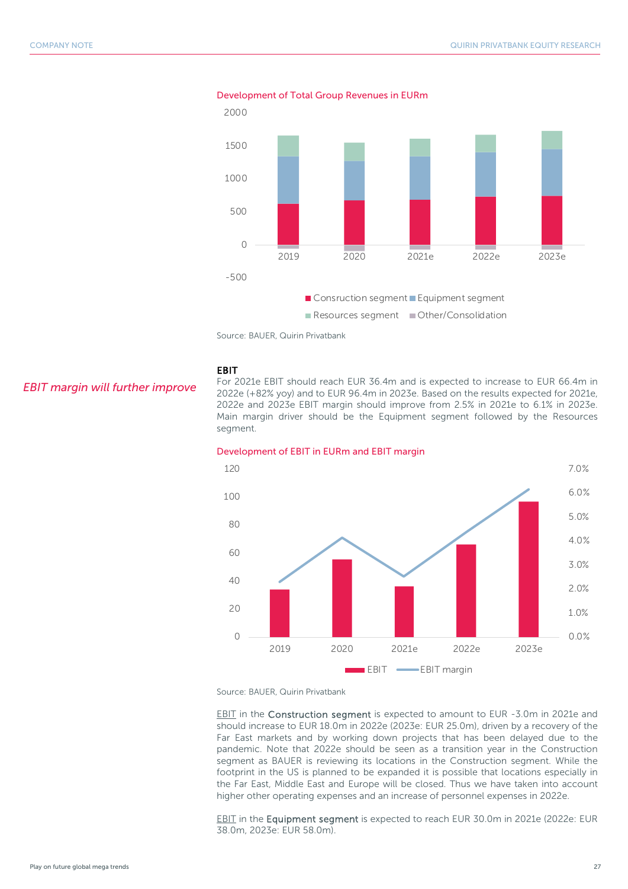Development of Total Group Revenues in EURm

Source: BAUER, Quirin Privatbank

*EBIT margin will further improve*

**EBIT**

For 2021e EBIT should reach EUR 36.4m and is expected to increase to EUR 66.4m in 2022e (+82% yoy) and to EUR 96.4m in 2023e. Based on the results expected for 2021e, 2022e and 2023e EBIT margin should improve from 2.5% in 2021e to 6.1% in 2023e. Main margin driver should be the Equipment segment followed by the Resources segment.

Development of EBIT in EURm and EBIT margin

Source: BAUER, Quirin Privatbank

EBIT in the **Construction segment** is expected to amount to EUR -3.0m in 2021e and should increase to EUR 18.0m in 2022e (2023e: EUR 25.0m), driven by a recovery of the Far East markets and by working down projects that has been delayed due to the pandemic. Note that 2022e should be seen as a transition year in the Construction segment as BAUER is reviewing its locations in the Construction segment. While the footprint in the US is planned to be expanded it is possible that locations especially in the Far East, Middle East and Europe will be closed. Thus we have taken into account higher other operating expenses and an increase of personnel expenses in 2022e.

EBIT in the **Equipment segment** is expected to reach EUR 30.0m in 2021e (2022e: EUR 38.0m, 2023e: EUR 58.0m).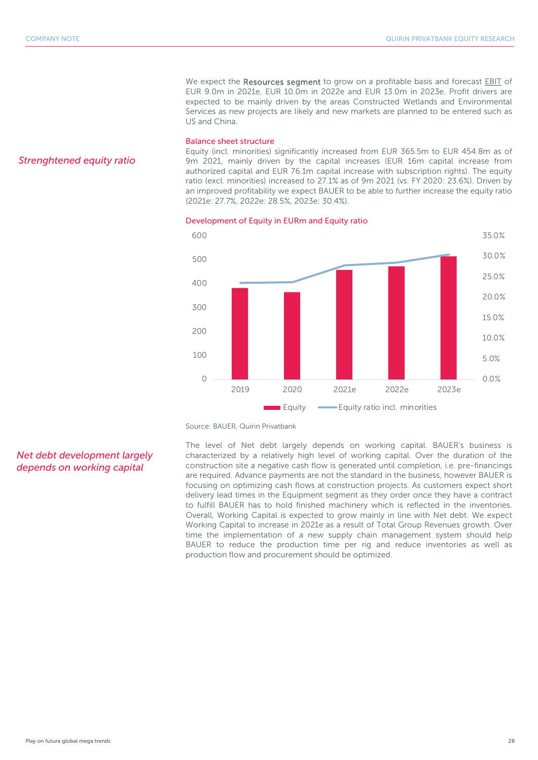We expect the Resources segment to grow on a profitable basis and forecast EBIT of EUR 9.0m in 2021e, EUR 10.0m in 2022e and EUR 13.0m in 2023e. Profit drivers are expected to be mainly driven by the areas Constructed Wetlands and Environmental Services as new projects are likely and new markets are planned to be entered such as US and China.

### Balance sheet structure

*Strenghtened equity ratio*

Equity (incl. minorities) significantly increased from EUR 365.5m to EUR 454.8m as of 9m 2021, mainly driven by the capital increases (EUR 16m capital increase from authorized capital and EUR 76.1m capital increase with subscription rights). The equity ratio (excl. minorities) increased to 27.1% as of 9m 2021 (vs. FY 2020: 23.6%). Driven by an improved profitability we expect BAUER to be able to further increase the equity ratio (2021e: 27.7%, 2022e: 28.5%, 2023e: 30.4%).

**Development of Equity in EURm and Equity ratio**

Legend: Equity; Equity ratio incl. minorities

Source: BAUER, Quirin Privatbank

*Net debt development largely depends on working capital*

The level of Net debt largely depends on working capital. BAUER's business is characterized by a relatively high level of working capital. Over the duration of the construction site a negative cash flow is generated until completion, i.e. pre-financings are required. Advance payments are not the standard in the business, however BAUER is focusing on optimizing cash flows at construction projects. As customers expect short delivery lead times in the Equipment segment as they order once they have a contract to fulfill BAUER has to hold finished machinery which is reflected in the inventories. Overall, Working Capital is expected to grow mainly in line with Net debt. We expect Working Capital to increase in 2021e as a result of Total Group Revenues growth. Over time the implementation of a new supply chain management system should help BAUER to reduce the production time per rig and reduce inventories as well as production flow and procurement should be optimized.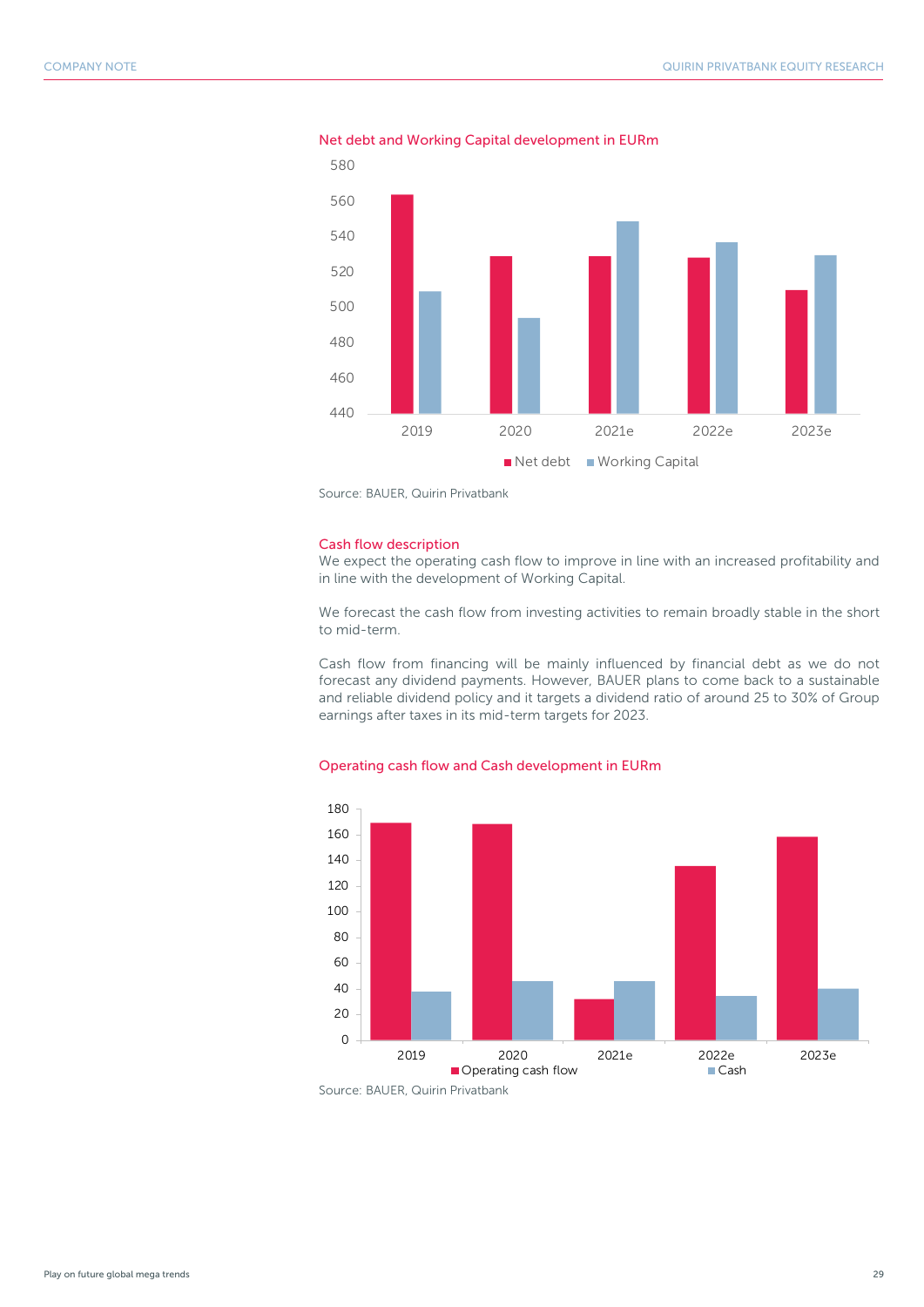#### Net debt and Working Capital development in EURm

Source: BAUER, Quirin Privatbank

#### Cash flow description

We expect the operating cash flow to improve in line with an increased profitability and in line with the development of Working Capital.

We forecast the cash flow from investing activities to remain broadly stable in the short to mid-term.

Cash flow from financing will be mainly influenced by financial debt as we do not forecast any dividend payments. However, BAUER plans to come back to a sustainable and reliable dividend policy and it targets a dividend ratio of around 25 to 30% of Group earnings after taxes in its mid-term targets for 2023.

#### Operating cash flow and Cash development in EURm

Source: BAUER, Quirin Privatbank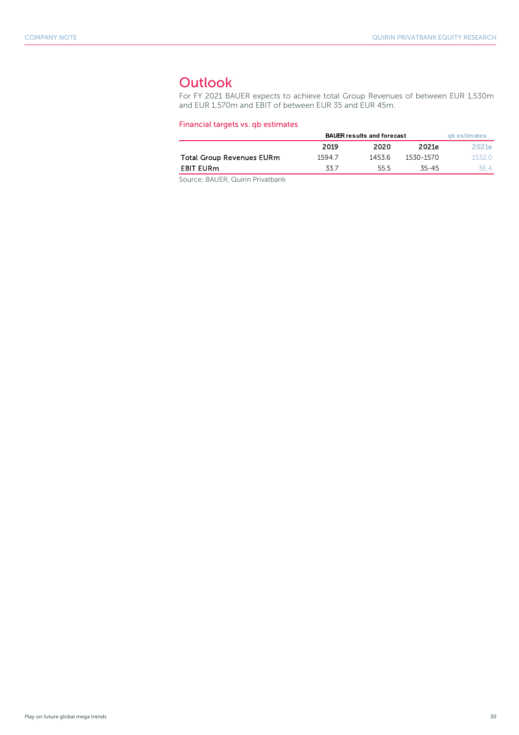## Outlook

For FY 2021 BAUER expects to achieve total Group Revenues of between EUR 1,530m and EUR 1,570m and EBIT of between EUR 35 and EUR 45m.

### Financial targets vs. qb estimates

| | BAUER results and forecast | | | qb estimates |
|---|---|---|---|---|
| | 2019 | 2020 | 2021e | 2021e |
| Total Group Revenues EURm | 1594.7 | 1453.6 | 1530-1570 | 1532.0 |
| EBIT EURm | 33.7 | 55.5 | 35-45 | 36.4 |

Source: BAUER, Quirin Privatbank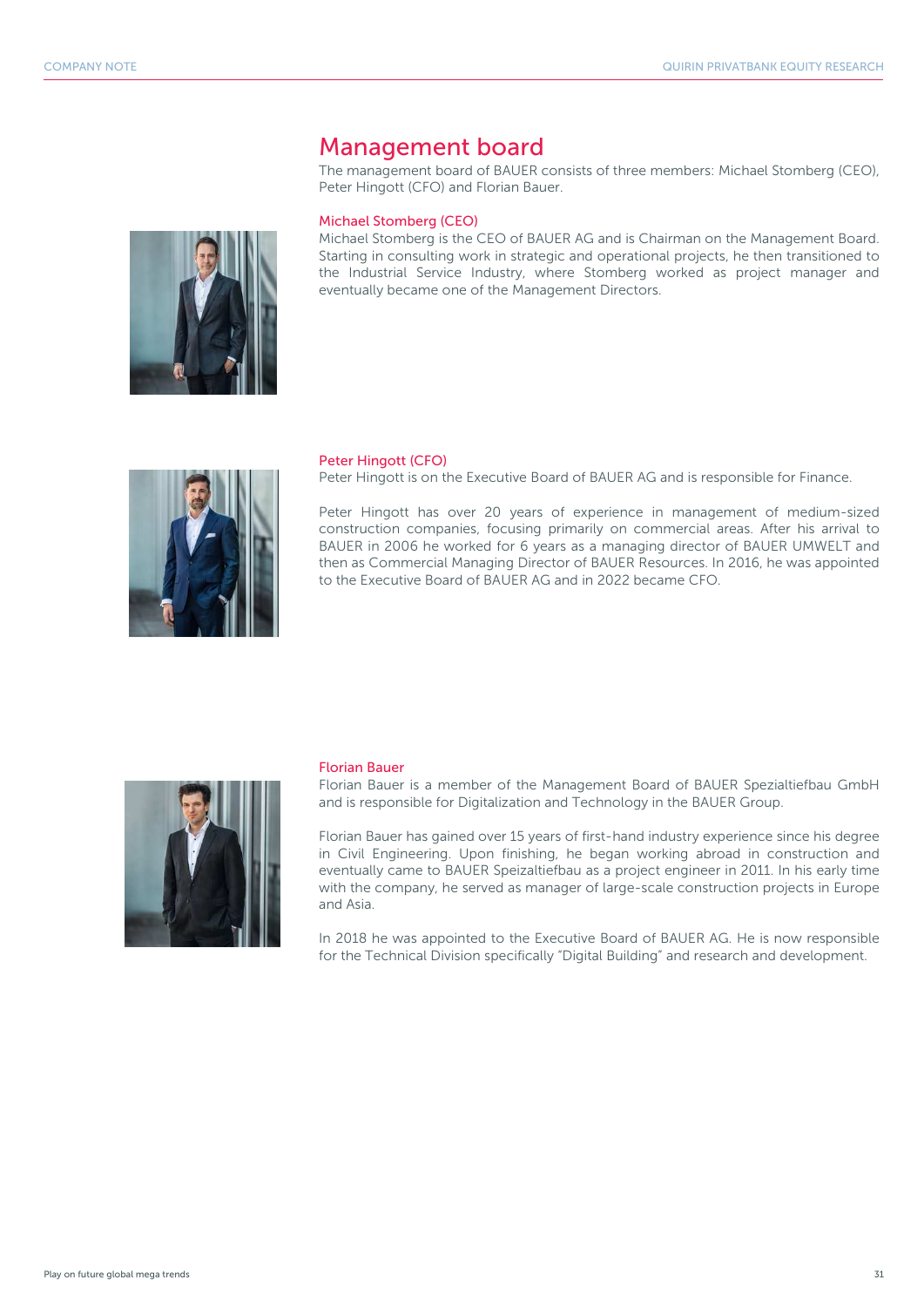# Management board

The management board of BAUER consists of three members: Michael Stomberg (CEO), Peter Hingott (CFO) and Florian Bauer.

### Michael Stomberg (CEO)

Michael Stomberg is the CEO of BAUER AG and is Chairman on the Management Board. Starting in consulting work in strategic and operational projects, he then transitioned to the Industrial Service Industry, where Stomberg worked as project manager and eventually became one of the Management Directors.

### Peter Hingott (CFO)

Peter Hingott is on the Executive Board of BAUER AG and is responsible for Finance.

Peter Hingott has over 20 years of experience in management of medium-sized construction companies, focusing primarily on commercial areas. After his arrival to BAUER in 2006 he worked for 6 years as a managing director of BAUER UMWELT and then as Commercial Managing Director of BAUER Resources. In 2016, he was appointed to the Executive Board of BAUER AG and in 2022 became CFO.

### Florian Bauer

Florian Bauer is a member of the Management Board of BAUER Spezialtiefbau GmbH and is responsible for Digitalization and Technology in the BAUER Group.

Florian Bauer has gained over 15 years of first-hand industry experience since his degree in Civil Engineering. Upon finishing, he began working abroad in construction and eventually came to BAUER Speizaltiefbau as a project engineer in 2011. In his early time with the company, he served as manager of large-scale construction projects in Europe and Asia.

In 2018 he was appointed to the Executive Board of BAUER AG. He is now responsible for the Technical Division specifically "Digital Building" and research and development.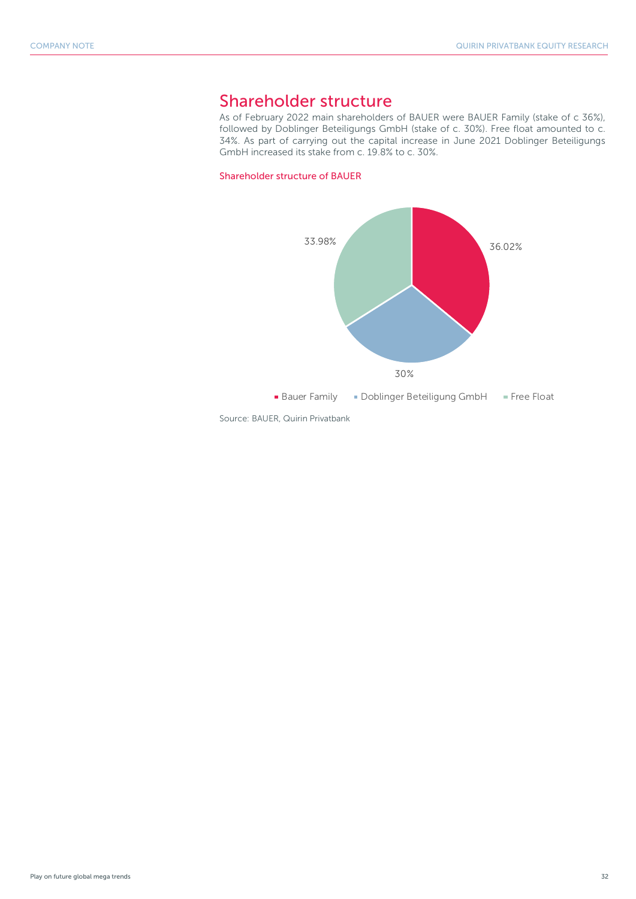## Shareholder structure

As of February 2022 main shareholders of BAUER were BAUER Family (stake of c 36%), followed by Doblinger Beteiligungs GmbH (stake of c. 30%). Free float amounted to c. 34%. As part of carrying out the capital increase in June 2021 Doblinger Beteiligungs GmbH increased its stake from c. 19.8% to c. 30%.

Shareholder structure of BAUER

| Shareholder | Stake |
| --- | --- |
| Bauer Family | 36.02% |
| Doblinger Beteiligung GmbH | 30% |
| Free Float | 33.98% |

Source: BAUER, Quirin Privatbank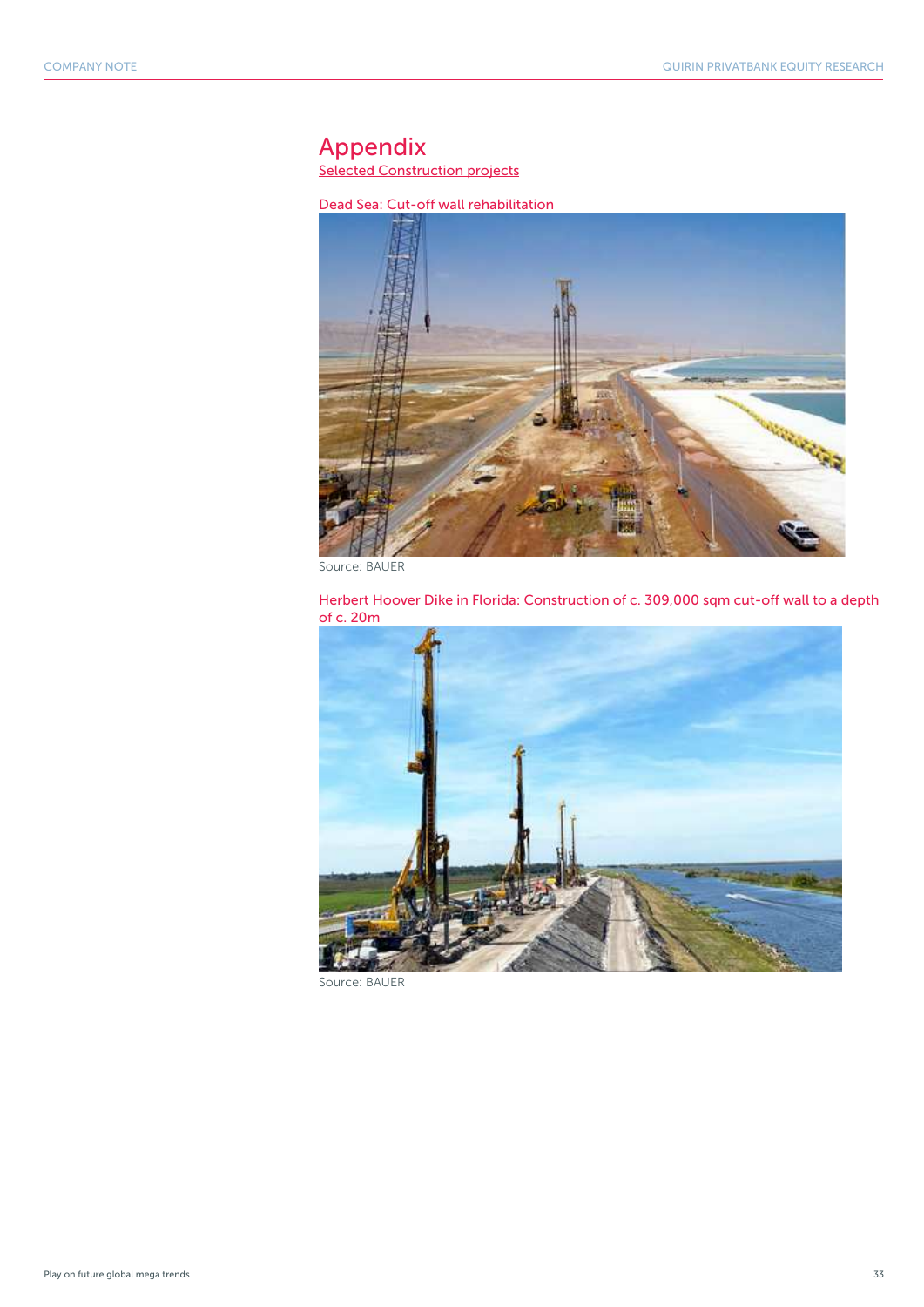# Appendix

## Selected Construction projects

### Dead Sea: Cut-off wall rehabilitation

Source: BAUER

### Herbert Hoover Dike in Florida: Construction of c. 309,000 sqm cut-off wall to a depth of c. 20m

Source: BAUER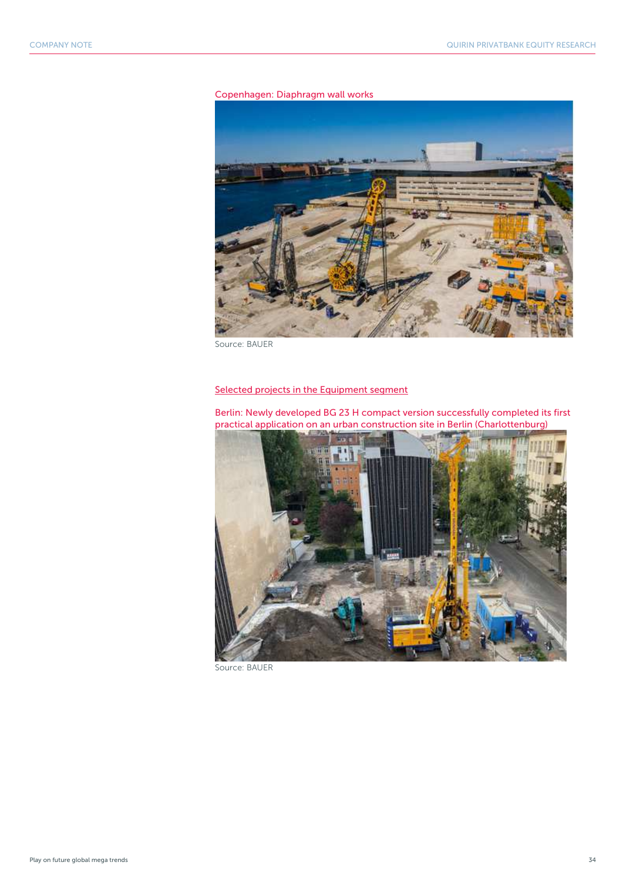Copenhagen: Diaphragm wall works

Source: BAUER

Selected projects in the Equipment segment

Berlin: Newly developed BG 23 H compact version successfully completed its first practical application on an urban construction site in Berlin (Charlottenburg)

Source: BAUER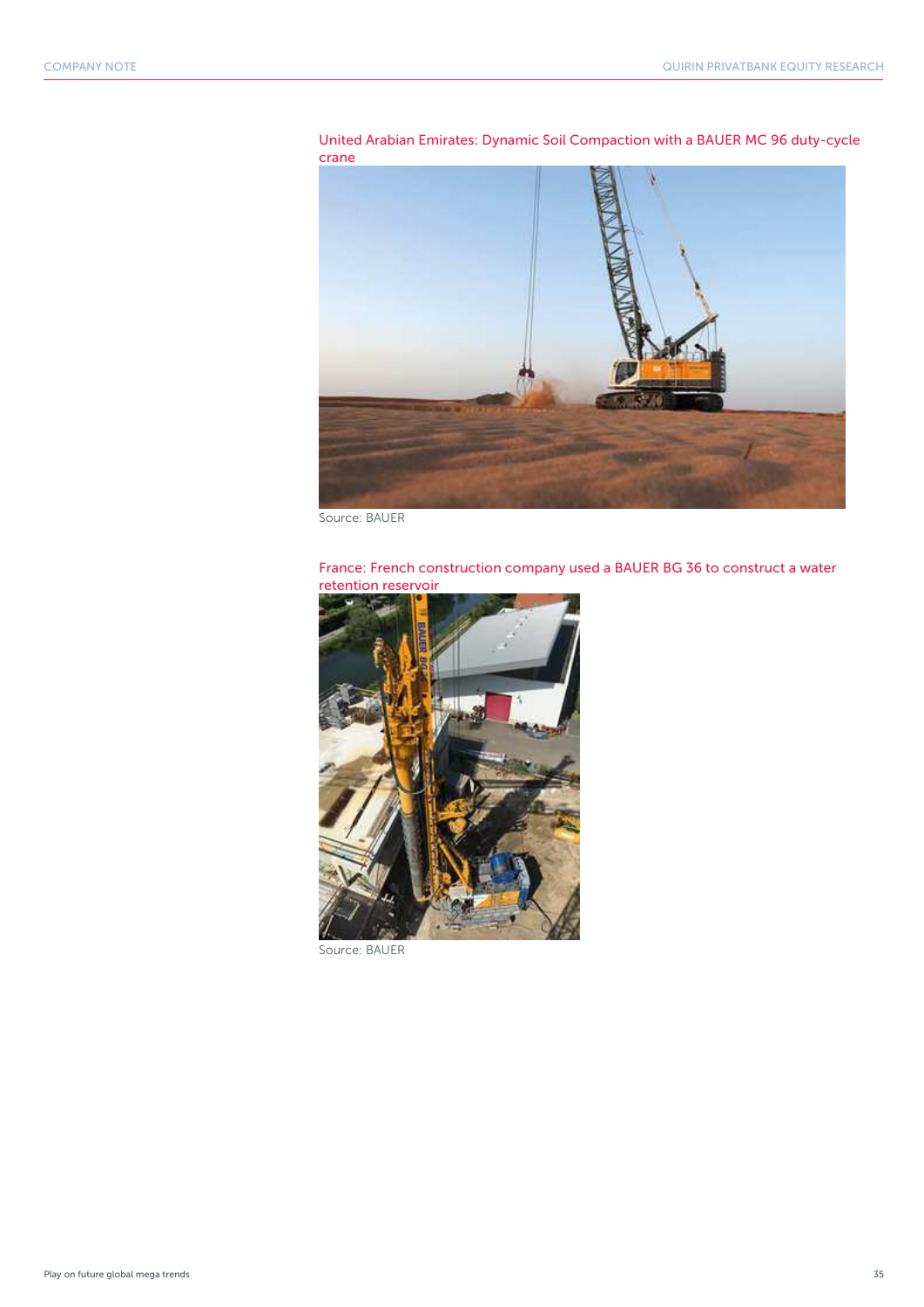United Arabian Emirates: Dynamic Soil Compaction with a BAUER MC 96 duty-cycle crane

Source: BAUER

France: French construction company used a BAUER BG 36 to construct a water retention reservoir

Source: BAUER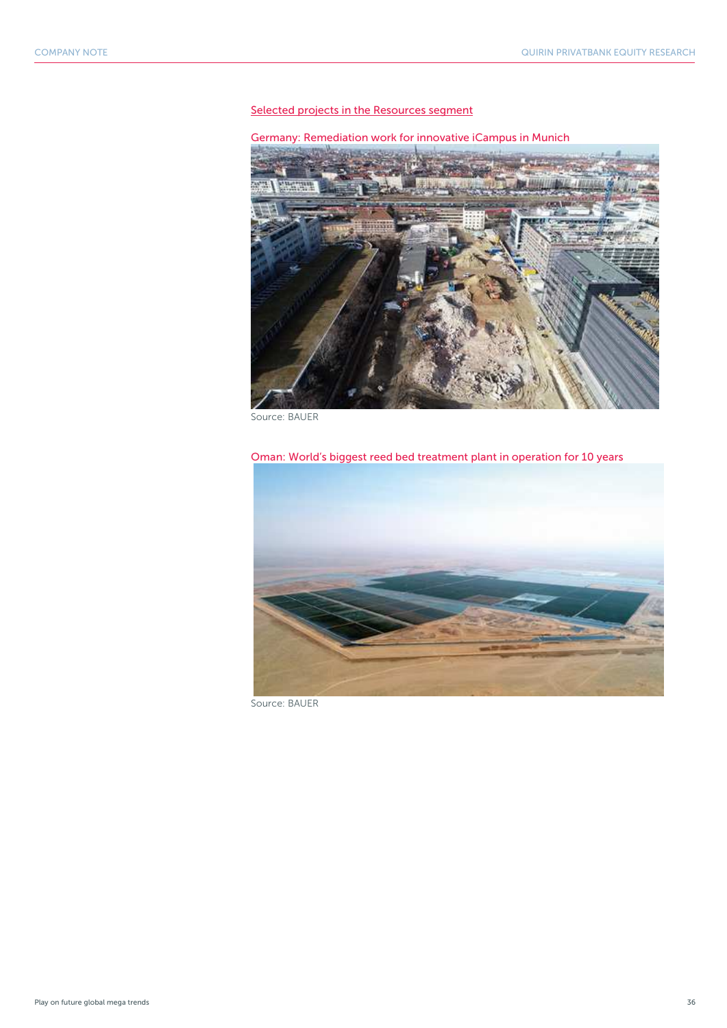## Selected projects in the Resources segment

### Germany: Remediation work for innovative iCampus in Munich

Source: BAUER

### Oman: World's biggest reed bed treatment plant in operation for 10 years

Source: BAUER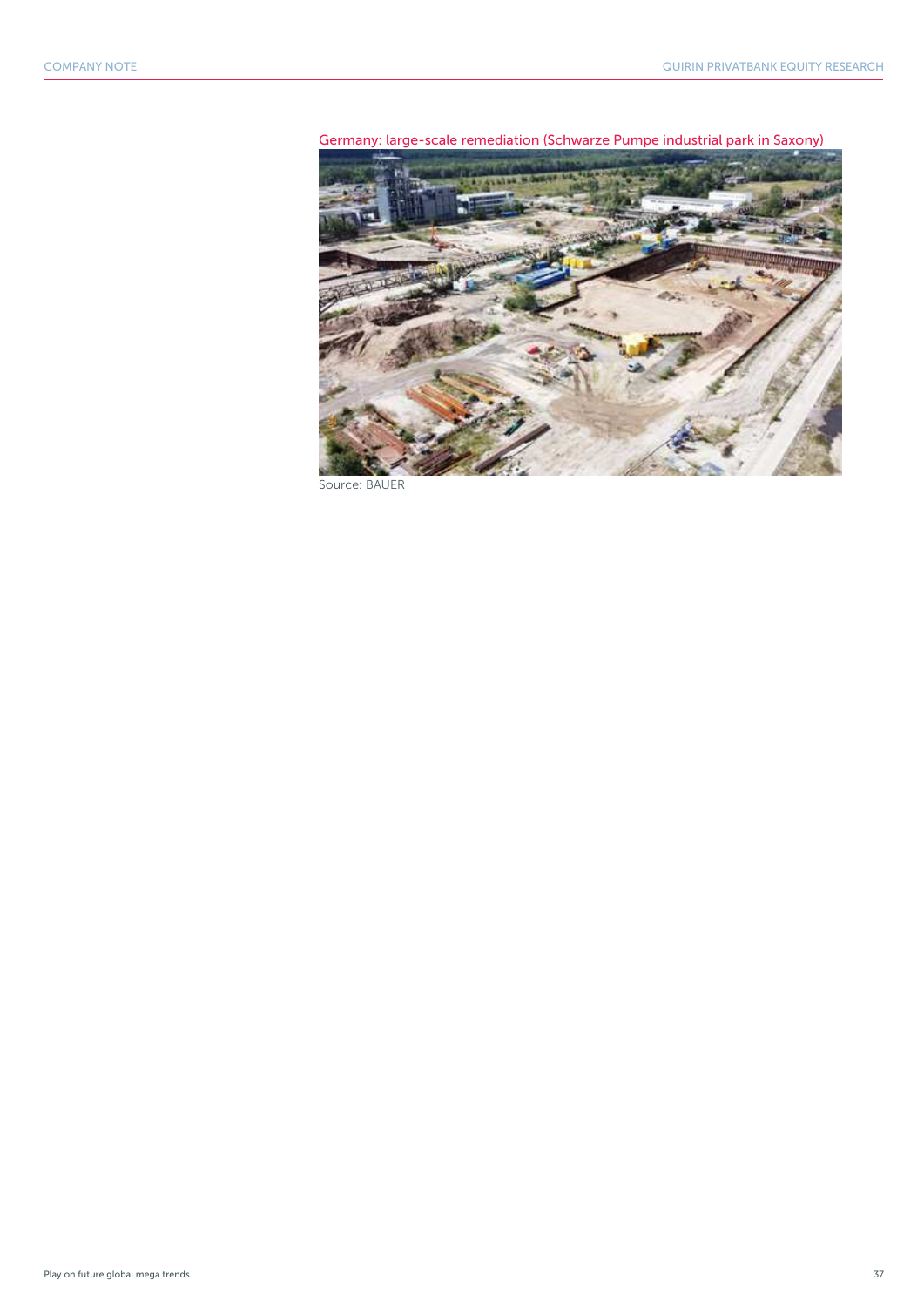Germany: large-scale remediation (Schwarze Pumpe industrial park in Saxony)

Source: BAUER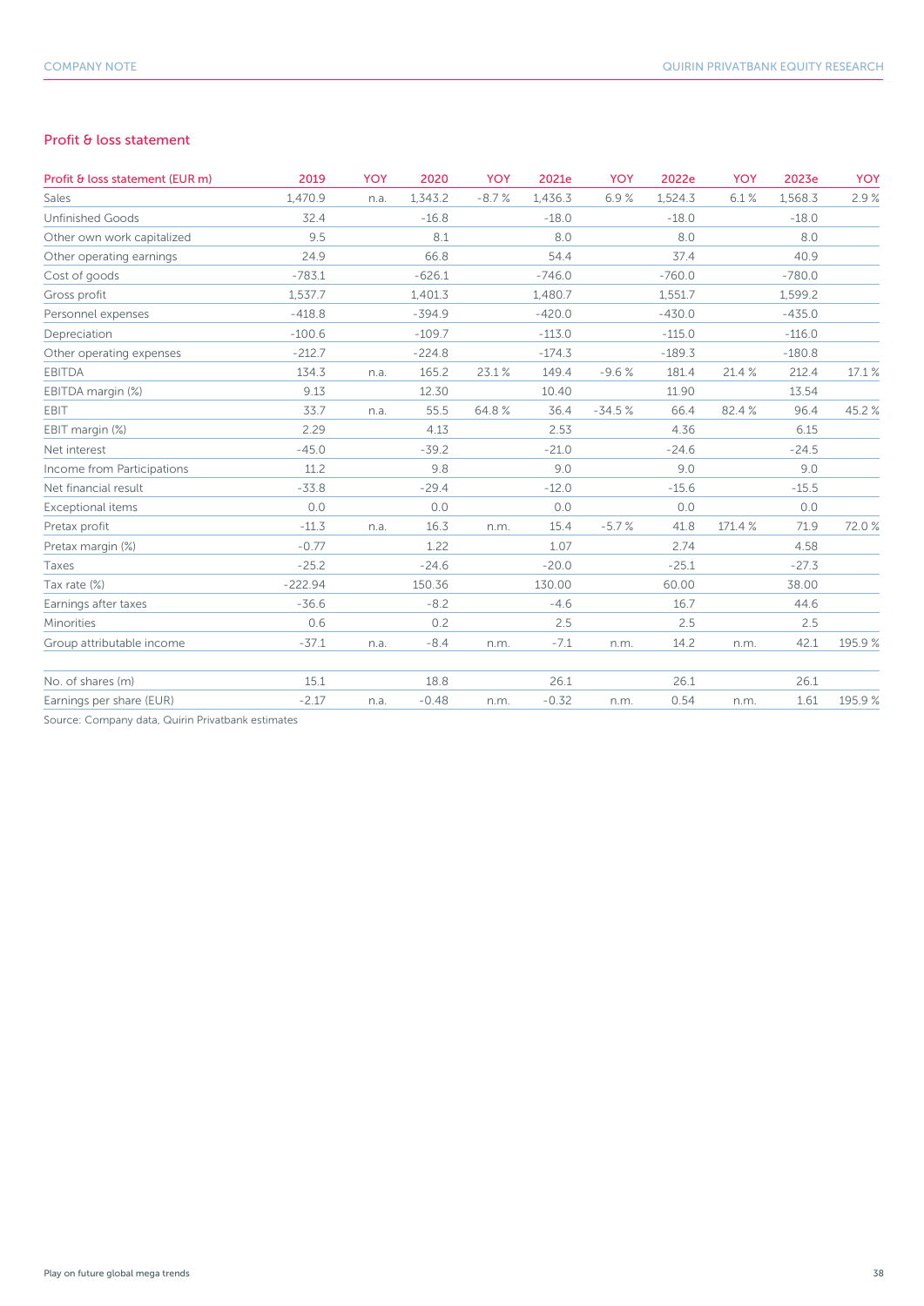## Profit & loss statement

| Profit & loss statement (EUR m) | 2019 | YOY | 2020 | YOY | 2021e | YOY | 2022e | YOY | 2023e | YOY |
|---|---|---|---|---|---|---|---|---|---|---|
| Sales | 1,470.9 | n.a. | 1,343.2 | -8.7 % | 1,436.3 | 6.9 % | 1,524.3 | 6.1 % | 1,568.3 | 2.9 % |
| Unfinished Goods | 32.4 | | -16.8 | | -18.0 | | -18.0 | | -18.0 | |
| Other own work capitalized | 9.5 | | 8.1 | | 8.0 | | 8.0 | | 8.0 | |
| Other operating earnings | 24.9 | | 66.8 | | 54.4 | | 37.4 | | 40.9 | |
| Cost of goods | -783.1 | | -626.1 | | -746.0 | | -760.0 | | -780.0 | |
| Gross profit | 1,537.7 | | 1,401.3 | | 1,480.7 | | 1,551.7 | | 1,599.2 | |
| Personnel expenses | -418.8 | | -394.9 | | -420.0 | | -430.0 | | -435.0 | |
| Depreciation | -100.6 | | -109.7 | | -113.0 | | -115.0 | | -116.0 | |
| Other operating expenses | -212.7 | | -224.8 | | -174.3 | | -189.3 | | -180.8 | |
| EBITDA | 134.3 | n.a. | 165.2 | 23.1 % | 149.4 | -9.6 % | 181.4 | 21.4 % | 212.4 | 17.1 % |
| EBITDA margin (%) | 9.13 | | 12.30 | | 10.40 | | 11.90 | | 13.54 | |
| EBIT | 33.7 | n.a. | 55.5 | 64.8 % | 36.4 | -34.5 % | 66.4 | 82.4 % | 96.4 | 45.2 % |
| EBIT margin (%) | 2.29 | | 4.13 | | 2.53 | | 4.36 | | 6.15 | |
| Net interest | -45.0 | | -39.2 | | -21.0 | | -24.6 | | -24.5 | |
| Income from Participations | 11.2 | | 9.8 | | 9.0 | | 9.0 | | 9.0 | |
| Net financial result | -33.8 | | -29.4 | | -12.0 | | -15.6 | | -15.5 | |
| Exceptional items | 0.0 | | 0.0 | | 0.0 | | 0.0 | | 0.0 | |
| Pretax profit | -11.3 | n.a. | 16.3 | n.m. | 15.4 | -5.7 % | 41.8 | 171.4 % | 71.9 | 72.0 % |
| Pretax margin (%) | -0.77 | | 1.22 | | 1.07 | | 2.74 | | 4.58 | |
| Taxes | -25.2 | | -24.6 | | -20.0 | | -25.1 | | -27.3 | |
| Tax rate (%) | -222.94 | | 150.36 | | 130.00 | | 60.00 | | 38.00 | |
| Earnings after taxes | -36.6 | | -8.2 | | -4.6 | | 16.7 | | 44.6 | |
| Minorities | 0.6 | | 0.2 | | 2.5 | | 2.5 | | 2.5 | |
| Group attributable income | -37.1 | n.a. | -8.4 | n.m. | -7.1 | n.m. | 14.2 | n.m. | 42.1 | 195.9 % |
| | | | | | | | | | | |
| No. of shares (m) | 15.1 | | 18.8 | | 26.1 | | 26.1 | | 26.1 | |
| Earnings per share (EUR) | -2.17 | n.a. | -0.48 | n.m. | -0.32 | n.m. | 0.54 | n.m. | 1.61 | 195.9 % |

Source: Company data, Quirin Privatbank estimates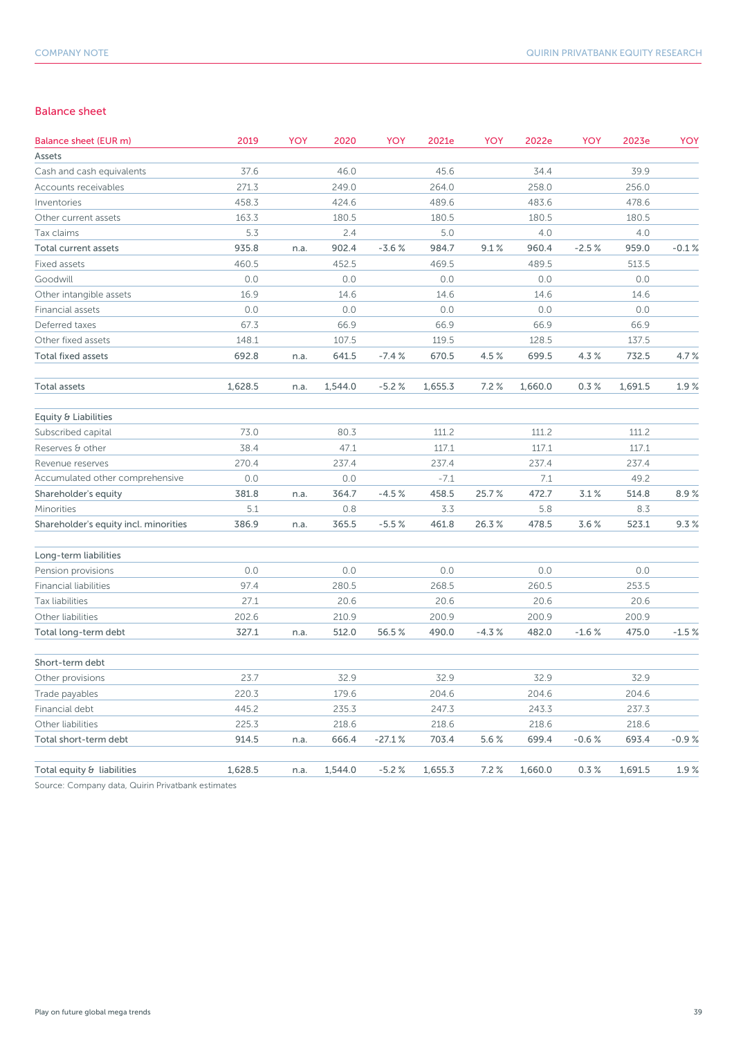## Balance sheet

| Balance sheet (EUR m) | 2019 | YOY | 2020 | YOY | 2021e | YOY | 2022e | YOY | 2023e | YOY |
|---|---|---|---|---|---|---|---|---|---|---|
| Assets | | | | | | | | | | |
| Cash and cash equivalents | 37.6 | | 46.0 | | 45.6 | | 34.4 | | 39.9 | |
| Accounts receivables | 271.3 | | 249.0 | | 264.0 | | 258.0 | | 256.0 | |
| Inventories | 458.3 | | 424.6 | | 489.6 | | 483.6 | | 478.6 | |
| Other current assets | 163.3 | | 180.5 | | 180.5 | | 180.5 | | 180.5 | |
| Tax claims | 5.3 | | 2.4 | | 5.0 | | 4.0 | | 4.0 | |
| **Total current assets** | 935.8 | n.a. | 902.4 | -3.6 % | 984.7 | 9.1 % | 960.4 | -2.5 % | 959.0 | -0.1 % |
| Fixed assets | 460.5 | | 452.5 | | 469.5 | | 489.5 | | 513.5 | |
| Goodwill | 0.0 | | 0.0 | | 0.0 | | 0.0 | | 0.0 | |
| Other intangible assets | 16.9 | | 14.6 | | 14.6 | | 14.6 | | 14.6 | |
| Financial assets | 0.0 | | 0.0 | | 0.0 | | 0.0 | | 0.0 | |
| Deferred taxes | 67.3 | | 66.9 | | 66.9 | | 66.9 | | 66.9 | |
| Other fixed assets | 148.1 | | 107.5 | | 119.5 | | 128.5 | | 137.5 | |
| **Total fixed assets** | 692.8 | n.a. | 641.5 | -7.4 % | 670.5 | 4.5 % | 699.5 | 4.3 % | 732.5 | 4.7 % |
| **Total assets** | 1,628.5 | n.a. | 1,544.0 | -5.2 % | 1,655.3 | 7.2 % | 1,660.0 | 0.3 % | 1,691.5 | 1.9 % |
| Equity & Liabilities | | | | | | | | | | |
| Subscribed capital | 73.0 | | 80.3 | | 111.2 | | 111.2 | | 111.2 | |
| Reserves & other | 38.4 | | 47.1 | | 117.1 | | 117.1 | | 117.1 | |
| Revenue reserves | 270.4 | | 237.4 | | 237.4 | | 237.4 | | 237.4 | |
| Accumulated other comprehensive | 0.0 | | 0.0 | | -7.1 | | 7.1 | | 49.2 | |
| **Shareholder's equity** | 381.8 | n.a. | 364.7 | -4.5 % | 458.5 | 25.7 % | 472.7 | 3.1 % | 514.8 | 8.9 % |
| Minorities | 5.1 | | 0.8 | | 3.3 | | 5.8 | | 8.3 | |
| **Shareholder's equity incl. minorities** | 386.9 | n.a. | 365.5 | -5.5 % | 461.8 | 26.3 % | 478.5 | 3.6 % | 523.1 | 9.3 % |
| Long-term liabilities | | | | | | | | | | |
| Pension provisions | 0.0 | | 0.0 | | 0.0 | | 0.0 | | 0.0 | |
| Financial liabilities | 97.4 | | 280.5 | | 268.5 | | 260.5 | | 253.5 | |
| Tax liabilities | 27.1 | | 20.6 | | 20.6 | | 20.6 | | 20.6 | |
| Other liabilities | 202.6 | | 210.9 | | 200.9 | | 200.9 | | 200.9 | |
| **Total long-term debt** | 327.1 | n.a. | 512.0 | 56.5 % | 490.0 | -4.3 % | 482.0 | -1.6 % | 475.0 | -1.5 % |
| Short-term debt | | | | | | | | | | |
| Other provisions | 23.7 | | 32.9 | | 32.9 | | 32.9 | | 32.9 | |
| Trade payables | 220.3 | | 179.6 | | 204.6 | | 204.6 | | 204.6 | |
| Financial debt | 445.2 | | 235.3 | | 247.3 | | 243.3 | | 237.3 | |
| Other liabilities | 225.3 | | 218.6 | | 218.6 | | 218.6 | | 218.6 | |
| **Total short-term debt** | 914.5 | n.a. | 666.4 | -27.1 % | 703.4 | 5.6 % | 699.4 | -0.6 % | 693.4 | -0.9 % |
| **Total equity & liabilities** | 1,628.5 | n.a. | 1,544.0 | -5.2 % | 1,655.3 | 7.2 % | 1,660.0 | 0.3 % | 1,691.5 | 1.9 % |

Source: Company data, Quirin Privatbank estimates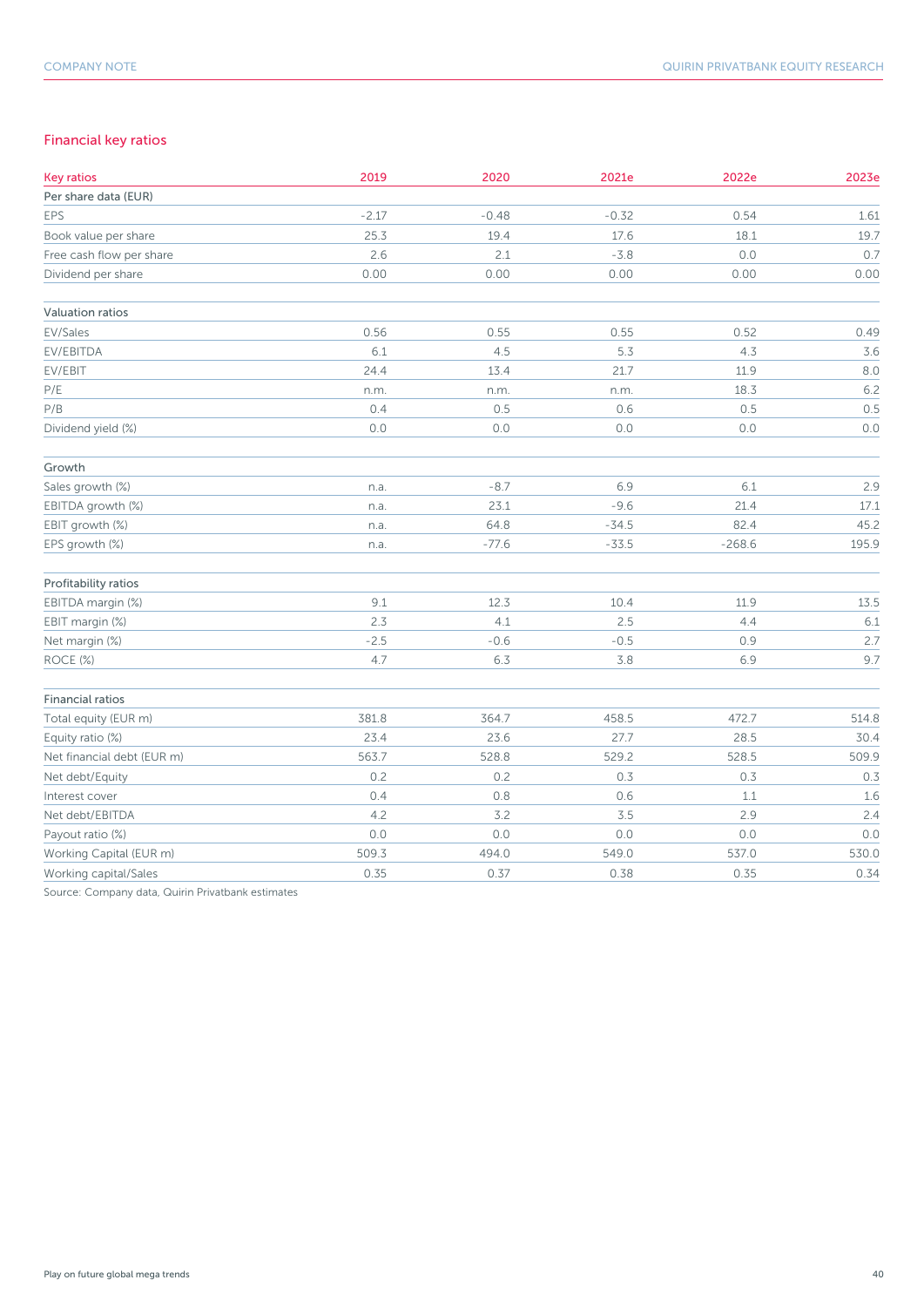## Financial key ratios

| Key ratios | 2019 | 2020 | 2021e | 2022e | 2023e |
|---|---|---|---|---|---|
| Per share data (EUR) | | | | | |
| EPS | -2.17 | -0.48 | -0.32 | 0.54 | 1.61 |
| Book value per share | 25.3 | 19.4 | 17.6 | 18.1 | 19.7 |
| Free cash flow per share | 2.6 | 2.1 | -3.8 | 0.0 | 0.7 |
| Dividend per share | 0.00 | 0.00 | 0.00 | 0.00 | 0.00 |
| | | | | | |
| Valuation ratios | | | | | |
| EV/Sales | 0.56 | 0.55 | 0.55 | 0.52 | 0.49 |
| EV/EBITDA | 6.1 | 4.5 | 5.3 | 4.3 | 3.6 |
| EV/EBIT | 24.4 | 13.4 | 21.7 | 11.9 | 8.0 |
| P/E | n.m. | n.m. | n.m. | 18.3 | 6.2 |
| P/B | 0.4 | 0.5 | 0.6 | 0.5 | 0.5 |
| Dividend yield (%) | 0.0 | 0.0 | 0.0 | 0.0 | 0.0 |
| | | | | | |
| Growth | | | | | |
| Sales growth (%) | n.a. | -8.7 | 6.9 | 6.1 | 2.9 |
| EBITDA growth (%) | n.a. | 23.1 | -9.6 | 21.4 | 17.1 |
| EBIT growth (%) | n.a. | 64.8 | -34.5 | 82.4 | 45.2 |
| EPS growth (%) | n.a. | -77.6 | -33.5 | -268.6 | 195.9 |
| | | | | | |
| Profitability ratios | | | | | |
| EBITDA margin (%) | 9.1 | 12.3 | 10.4 | 11.9 | 13.5 |
| EBIT margin (%) | 2.3 | 4.1 | 2.5 | 4.4 | 6.1 |
| Net margin (%) | -2.5 | -0.6 | -0.5 | 0.9 | 2.7 |
| ROCE (%) | 4.7 | 6.3 | 3.8 | 6.9 | 9.7 |
| | | | | | |
| Financial ratios | | | | | |
| Total equity (EUR m) | 381.8 | 364.7 | 458.5 | 472.7 | 514.8 |
| Equity ratio (%) | 23.4 | 23.6 | 27.7 | 28.5 | 30.4 |
| Net financial debt (EUR m) | 563.7 | 528.8 | 529.2 | 528.5 | 509.9 |
| Net debt/Equity | 0.2 | 0.2 | 0.3 | 0.3 | 0.3 |
| Interest cover | 0.4 | 0.8 | 0.6 | 1.1 | 1.6 |
| Net debt/EBITDA | 4.2 | 3.2 | 3.5 | 2.9 | 2.4 |
| Payout ratio (%) | 0.0 | 0.0 | 0.0 | 0.0 | 0.0 |
| Working Capital (EUR m) | 509.3 | 494.0 | 549.0 | 537.0 | 530.0 |
| Working capital/Sales | 0.35 | 0.37 | 0.38 | 0.35 | 0.34 |

Source: Company data, Quirin Privatbank estimates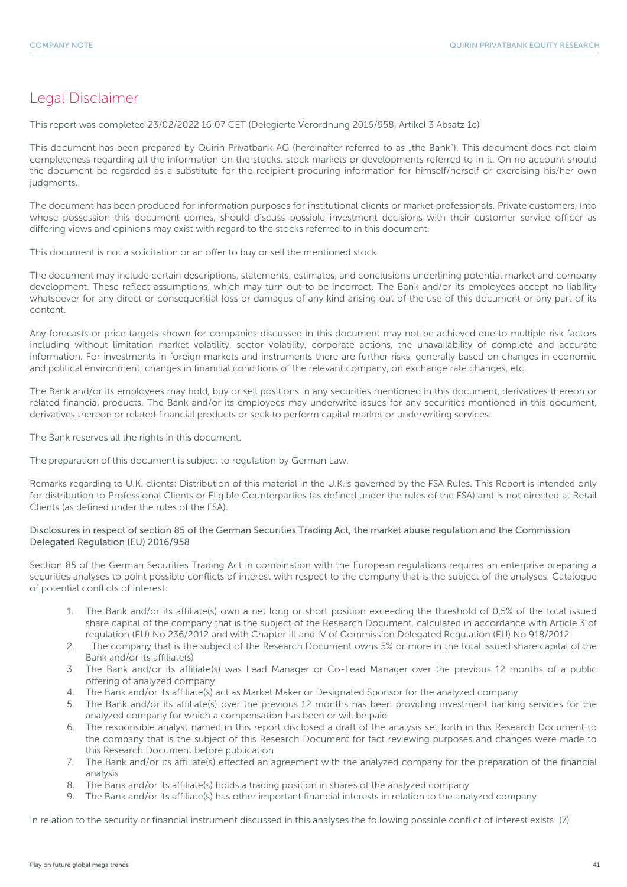# Legal Disclaimer

This report was completed 23/02/2022 16:07 CET (Delegierte Verordnung 2016/958, Artikel 3 Absatz 1e)

This document has been prepared by Quirin Privatbank AG (hereinafter referred to as „the Bank"). This document does not claim completeness regarding all the information on the stocks, stock markets or developments referred to in it. On no account should the document be regarded as a substitute for the recipient procuring information for himself/herself or exercising his/her own judgments.

The document has been produced for information purposes for institutional clients or market professionals. Private customers, into whose possession this document comes, should discuss possible investment decisions with their customer service officer as differing views and opinions may exist with regard to the stocks referred to in this document.

This document is not a solicitation or an offer to buy or sell the mentioned stock.

The document may include certain descriptions, statements, estimates, and conclusions underlining potential market and company development. These reflect assumptions, which may turn out to be incorrect. The Bank and/or its employees accept no liability whatsoever for any direct or consequential loss or damages of any kind arising out of the use of this document or any part of its content.

Any forecasts or price targets shown for companies discussed in this document may not be achieved due to multiple risk factors including without limitation market volatility, sector volatility, corporate actions, the unavailability of complete and accurate information. For investments in foreign markets and instruments there are further risks, generally based on changes in economic and political environment, changes in financial conditions of the relevant company, on exchange rate changes, etc.

The Bank and/or its employees may hold, buy or sell positions in any securities mentioned in this document, derivatives thereon or related financial products. The Bank and/or its employees may underwrite issues for any securities mentioned in this document, derivatives thereon or related financial products or seek to perform capital market or underwriting services.

The Bank reserves all the rights in this document.

The preparation of this document is subject to regulation by German Law.

Remarks regarding to U.K. clients: Distribution of this material in the U.K.is governed by the FSA Rules. This Report is intended only for distribution to Professional Clients or Eligible Counterparties (as defined under the rules of the FSA) and is not directed at Retail Clients (as defined under the rules of the FSA).

Disclosures in respect of section 85 of the German Securities Trading Act, the market abuse regulation and the Commission Delegated Regulation (EU) 2016/958

Section 85 of the German Securities Trading Act in combination with the European regulations requires an enterprise preparing a securities analyses to point possible conflicts of interest with respect to the company that is the subject of the analyses. Catalogue of potential conflicts of interest:

1. The Bank and/or its affiliate(s) own a net long or short position exceeding the threshold of 0,5% of the total issued share capital of the company that is the subject of the Research Document, calculated in accordance with Article 3 of regulation (EU) No 236/2012 and with Chapter III and IV of Commission Delegated Regulation (EU) No 918/2012
2. The company that is the subject of the Research Document owns 5% or more in the total issued share capital of the Bank and/or its affiliate(s)
3. The Bank and/or its affiliate(s) was Lead Manager or Co-Lead Manager over the previous 12 months of a public offering of analyzed company
4. The Bank and/or its affiliate(s) act as Market Maker or Designated Sponsor for the analyzed company
5. The Bank and/or its affiliate(s) over the previous 12 months has been providing investment banking services for the analyzed company for which a compensation has been or will be paid
6. The responsible analyst named in this report disclosed a draft of the analysis set forth in this Research Document to the company that is the subject of this Research Document for fact reviewing purposes and changes were made to this Research Document before publication
7. The Bank and/or its affiliate(s) effected an agreement with the analyzed company for the preparation of the financial analysis
8. The Bank and/or its affiliate(s) holds a trading position in shares of the analyzed company
9. The Bank and/or its affiliate(s) has other important financial interests in relation to the analyzed company

In relation to the security or financial instrument discussed in this analyses the following possible conflict of interest exists: (7)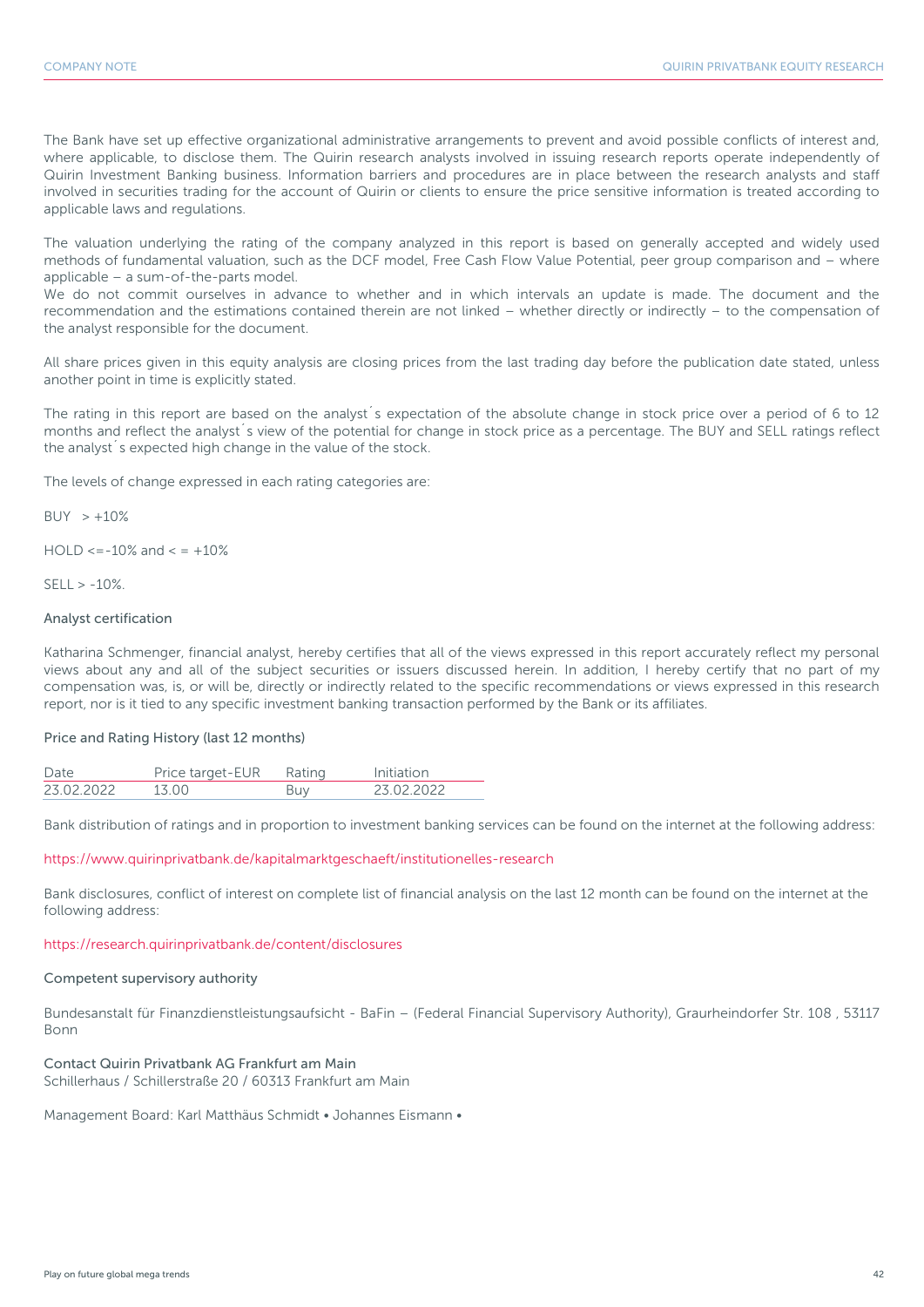The Bank have set up effective organizational administrative arrangements to prevent and avoid possible conflicts of interest and, where applicable, to disclose them. The Quirin research analysts involved in issuing research reports operate independently of Quirin Investment Banking business. Information barriers and procedures are in place between the research analysts and staff involved in securities trading for the account of Quirin or clients to ensure the price sensitive information is treated according to applicable laws and regulations.

The valuation underlying the rating of the company analyzed in this report is based on generally accepted and widely used methods of fundamental valuation, such as the DCF model, Free Cash Flow Value Potential, peer group comparison and – where applicable – a sum-of-the-parts model.
We do not commit ourselves in advance to whether and in which intervals an update is made. The document and the recommendation and the estimations contained therein are not linked – whether directly or indirectly – to the compensation of the analyst responsible for the document.

All share prices given in this equity analysis are closing prices from the last trading day before the publication date stated, unless another point in time is explicitly stated.

The rating in this report are based on the analyst´s expectation of the absolute change in stock price over a period of 6 to 12 months and reflect the analyst´s view of the potential for change in stock price as a percentage. The BUY and SELL ratings reflect the analyst´s expected high change in the value of the stock.

The levels of change expressed in each rating categories are:

BUY > +10%

HOLD <=-10% and < = +10%

SELL > -10%.

### Analyst certification

Katharina Schmenger, financial analyst, hereby certifies that all of the views expressed in this report accurately reflect my personal views about any and all of the subject securities or issuers discussed herein. In addition, I hereby certify that no part of my compensation was, is, or will be, directly or indirectly related to the specific recommendations or views expressed in this research report, nor is it tied to any specific investment banking transaction performed by the Bank or its affiliates.

### Price and Rating History (last 12 months)

| Date | Price target-EUR | Rating | Initiation |
|---|---|---|---|
| 23.02.2022 | 13.00 | Buy | 23.02.2022 |

Bank distribution of ratings and in proportion to investment banking services can be found on the internet at the following address:

https://www.quirinprivatbank.de/kapitalmarktgeschaeft/institutionelles-research

Bank disclosures, conflict of interest on complete list of financial analysis on the last 12 month can be found on the internet at the following address:

https://research.quirinprivatbank.de/content/disclosures

### Competent supervisory authority

Bundesanstalt für Finanzdienstleistungsaufsicht - BaFin – (Federal Financial Supervisory Authority), Graurheindorfer Str. 108 , 53117 Bonn

### Contact Quirin Privatbank AG Frankfurt am Main

Schillerhaus / Schillerstraße 20 / 60313 Frankfurt am Main

Management Board: Karl Matthäus Schmidt • Johannes Eismann •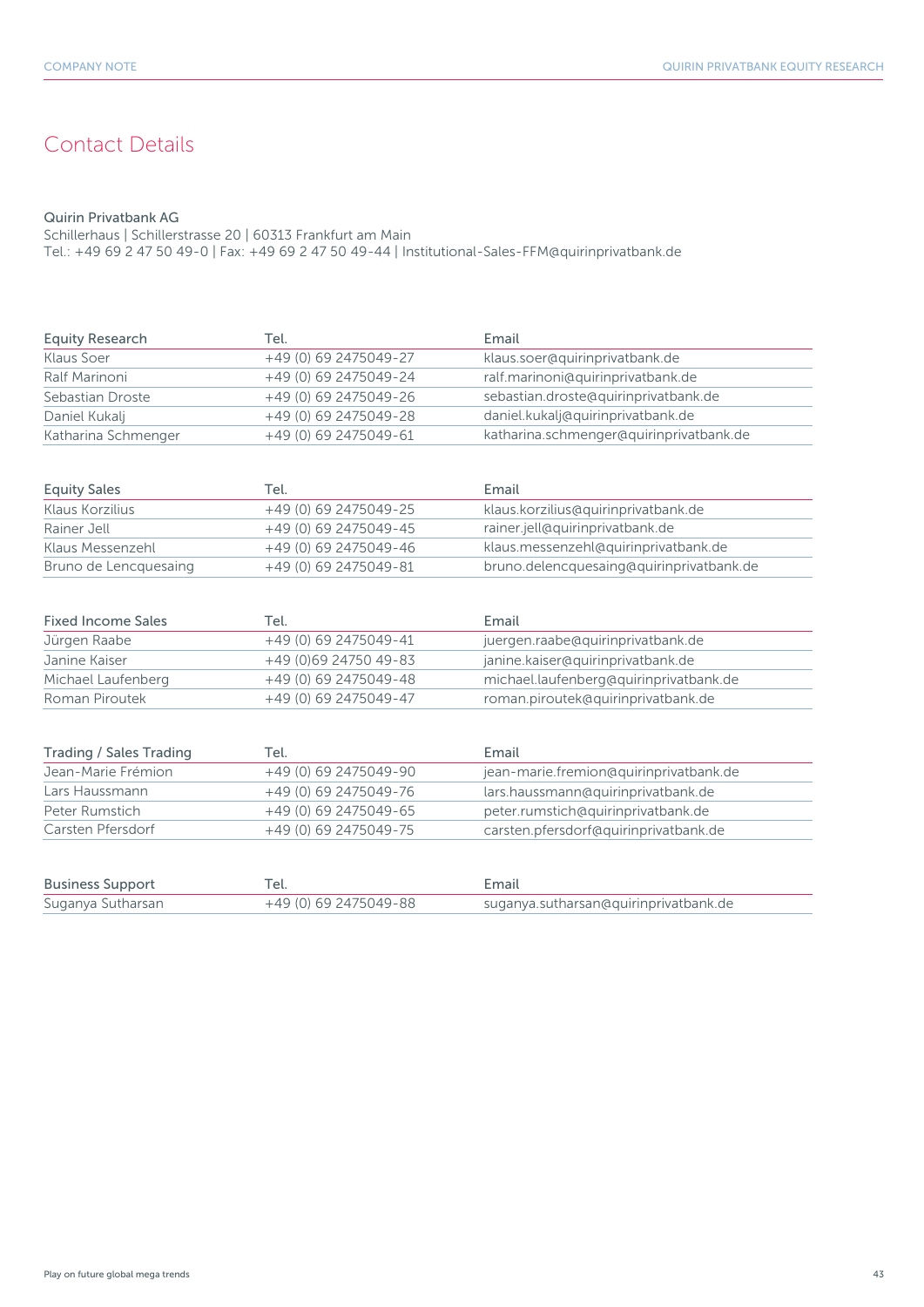# Contact Details

**Quirin Privatbank AG**
Schillerhaus | Schillerstrasse 20 | 60313 Frankfurt am Main
Tel.: +49 69 2 47 50 49-0 | Fax: +49 69 2 47 50 49-44 | Institutional-Sales-FFM@quirinprivatbank.de

| Equity Research | Tel. | Email |
|---|---|---|
| Klaus Soer | +49 (0) 69 2475049-27 | klaus.soer@quirinprivatbank.de |
| Ralf Marinoni | +49 (0) 69 2475049-24 | ralf.marinoni@quirinprivatbank.de |
| Sebastian Droste | +49 (0) 69 2475049-26 | sebastian.droste@quirinprivatbank.de |
| Daniel Kukalj | +49 (0) 69 2475049-28 | daniel.kukalj@quirinprivatbank.de |
| Katharina Schmenger | +49 (0) 69 2475049-61 | katharina.schmenger@quirinprivatbank.de |

| Equity Sales | Tel. | Email |
|---|---|---|
| Klaus Korzilius | +49 (0) 69 2475049-25 | klaus.korzilius@quirinprivatbank.de |
| Rainer Jell | +49 (0) 69 2475049-45 | rainer.jell@quirinprivatbank.de |
| Klaus Messenzehl | +49 (0) 69 2475049-46 | klaus.messenzehl@quirinprivatbank.de |
| Bruno de Lencquesaing | +49 (0) 69 2475049-81 | bruno.delencquesaing@quirinprivatbank.de |

| Fixed Income Sales | Tel. | Email |
|---|---|---|
| Jürgen Raabe | +49 (0) 69 2475049-41 | juergen.raabe@quirinprivatbank.de |
| Janine Kaiser | +49 (0)69 24750 49-83 | janine.kaiser@quirinprivatbank.de |
| Michael Laufenberg | +49 (0) 69 2475049-48 | michael.laufenberg@quirinprivatbank.de |
| Roman Piroutek | +49 (0) 69 2475049-47 | roman.piroutek@quirinprivatbank.de |

| Trading / Sales Trading | Tel. | Email |
|---|---|---|
| Jean-Marie Frémion | +49 (0) 69 2475049-90 | jean-marie.fremion@quirinprivatbank.de |
| Lars Haussmann | +49 (0) 69 2475049-76 | lars.haussmann@quirinprivatbank.de |
| Peter Rumstich | +49 (0) 69 2475049-65 | peter.rumstich@quirinprivatbank.de |
| Carsten Pfersdorf | +49 (0) 69 2475049-75 | carsten.pfersdorf@quirinprivatbank.de |

| Business Support | Tel. | Email |
|---|---|---|
| Suganya Sutharsan | +49 (0) 69 2475049-88 | suganya.sutharsan@quirinprivatbank.de |